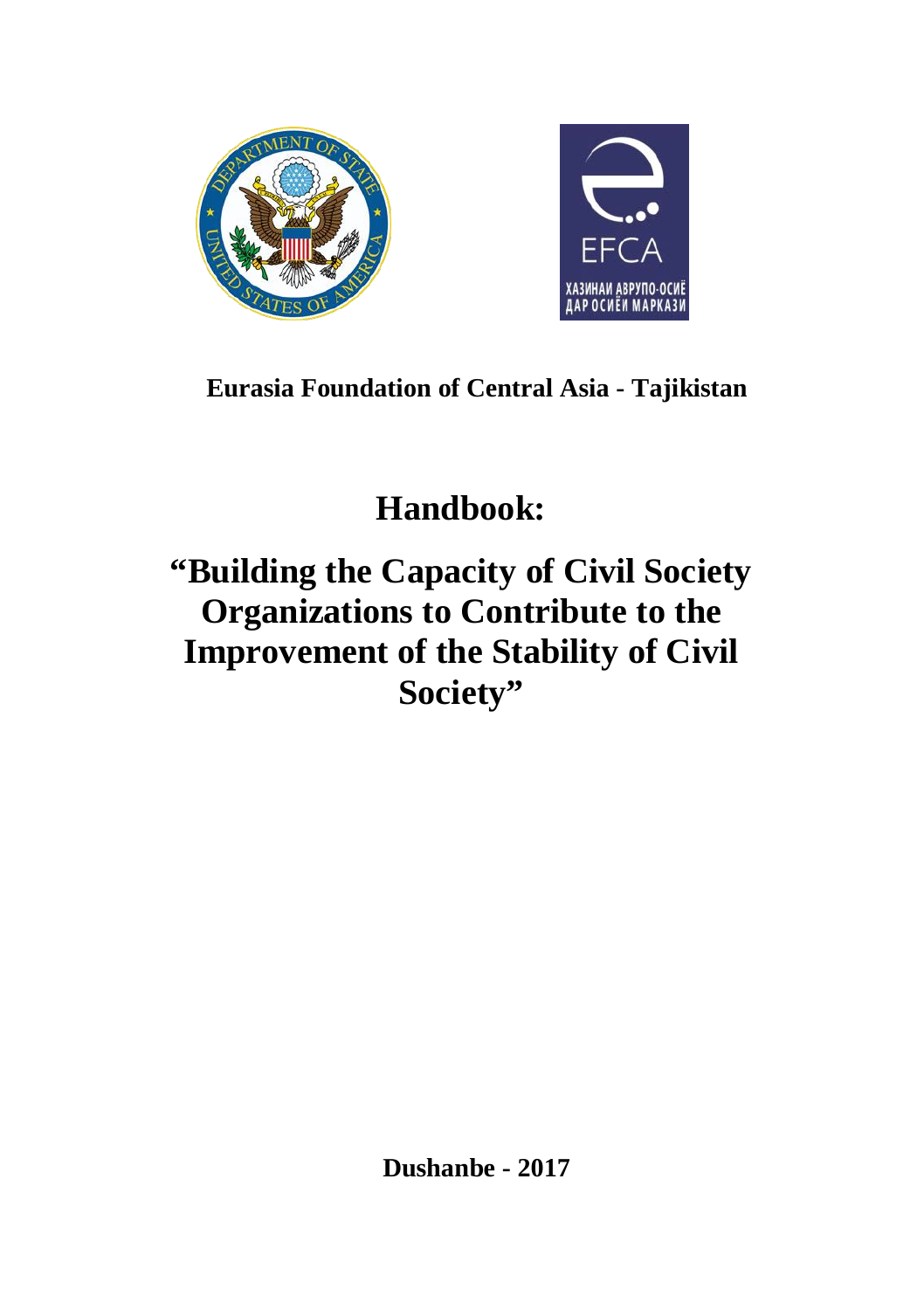**Eurasia Foundation of Central Asia - Tajikistan**

# Handbook:

# "Building the Capacity of Civil Society Organizations to Contribute to the Improvement of the Stability of Civil Society"

**Dushanbe - 2017**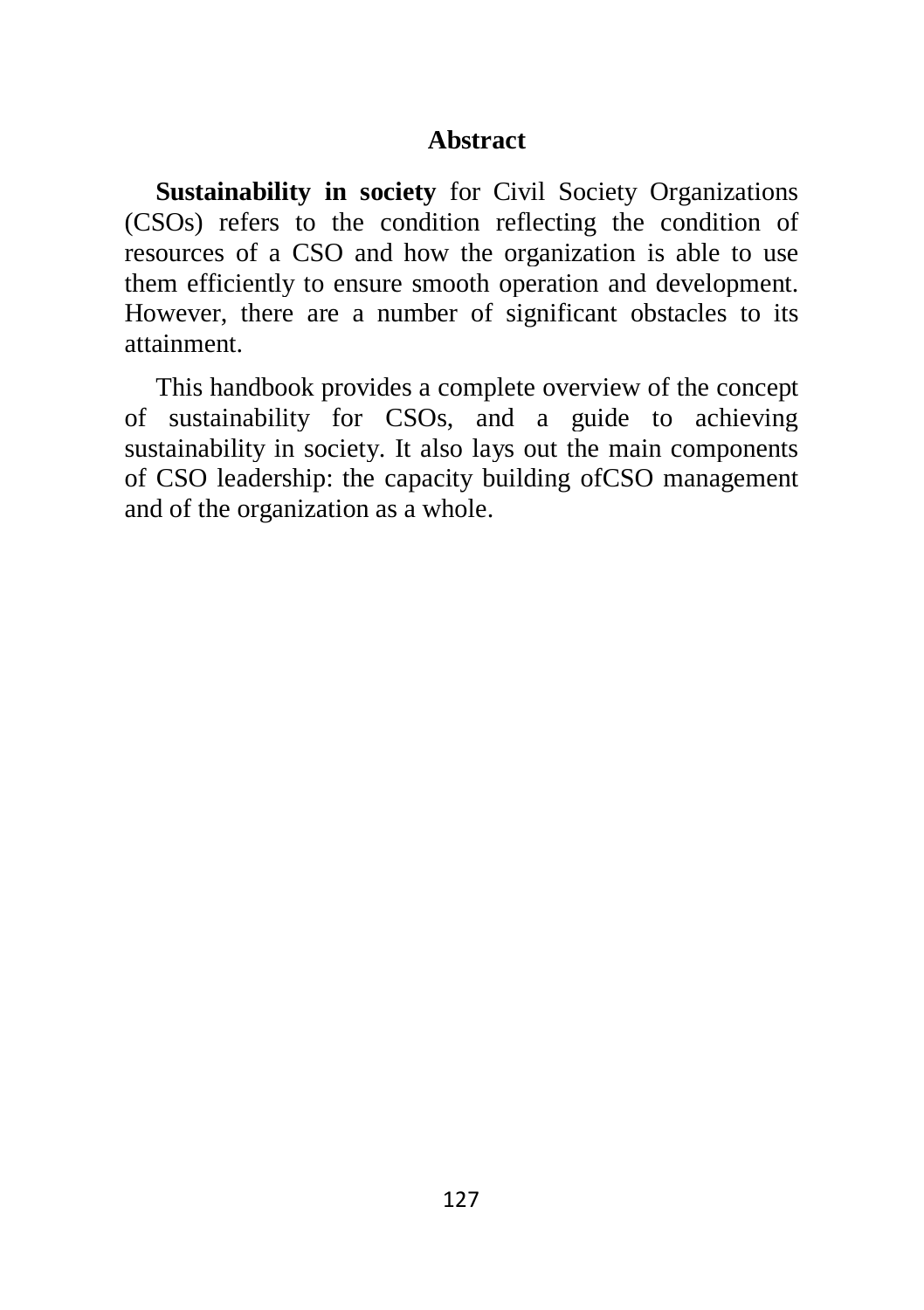## Abstract

**Sustainability in society** for Civil Society Organizations (CSOs) refers to the condition reflecting the condition of resources of a CSO and how the organization is able to use them efficiently to ensure smooth operation and development. However, there are a number of significant obstacles to its attainment.

This handbook provides a complete overview of the concept of sustainability for CSOs, and a guide to achieving sustainability in society. It also lays out the main components of CSO leadership: the capacity building ofCSO management and of the organization as a whole.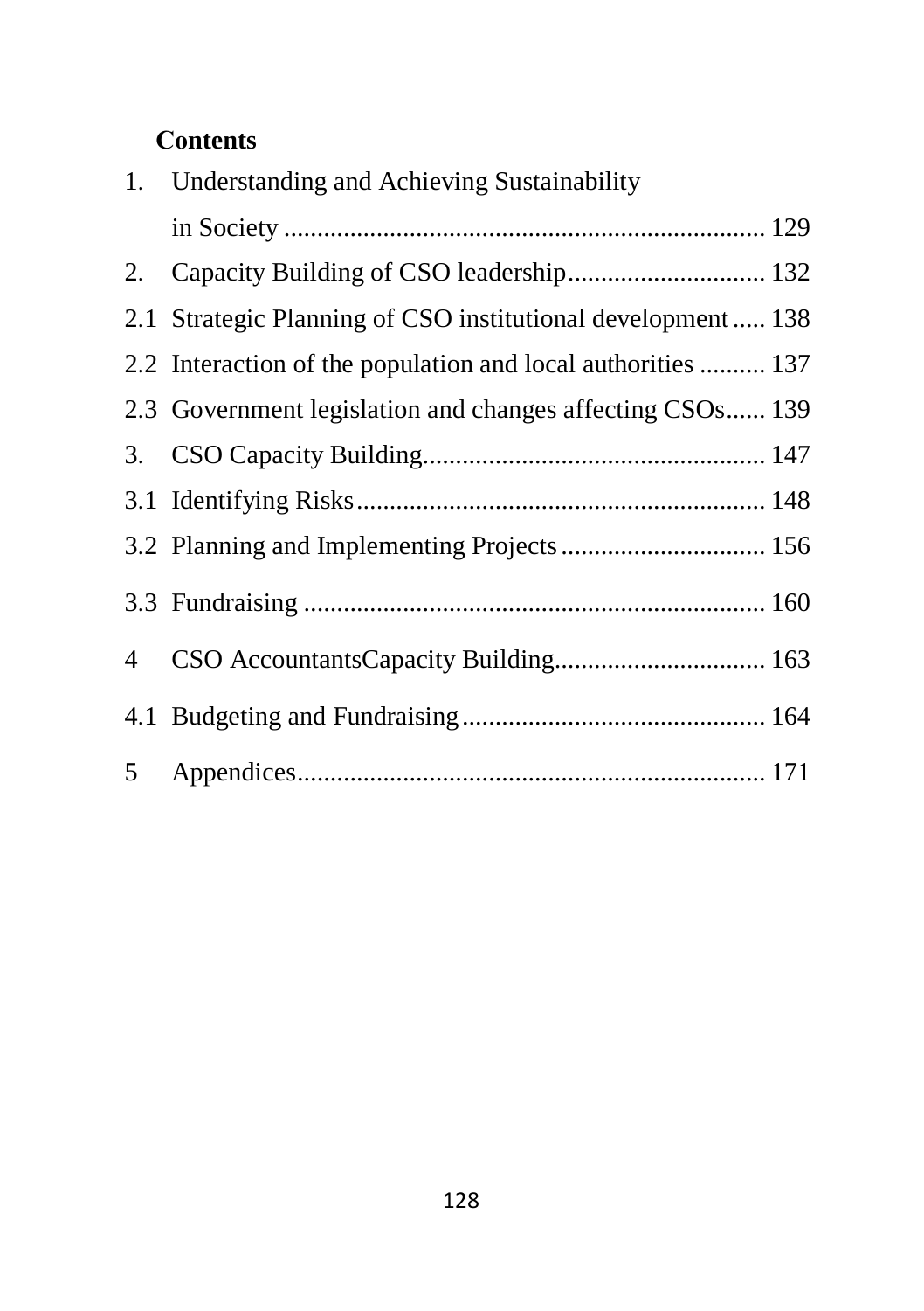**Contents**

1. Understanding and Achieving Sustainability in Society ........................................................................ 129
2. Capacity Building of CSO leadership.............................. 132

2.1 Strategic Planning of CSO institutional development ..... 138

2.2 Interaction of the population and local authorities .......... 137

2.3 Government legislation and changes affecting CSOs...... 139

3. CSO Capacity Building.................................................... 147

3.1 Identifying Risks.............................................................. 148

3.2 Planning and Implementing Projects ............................... 156

3.3 Fundraising ...................................................................... 160

4 CSO AccountantsCapacity Building................................ 163

4.1 Budgeting and Fundraising.............................................. 164

5 Appendices....................................................................... 171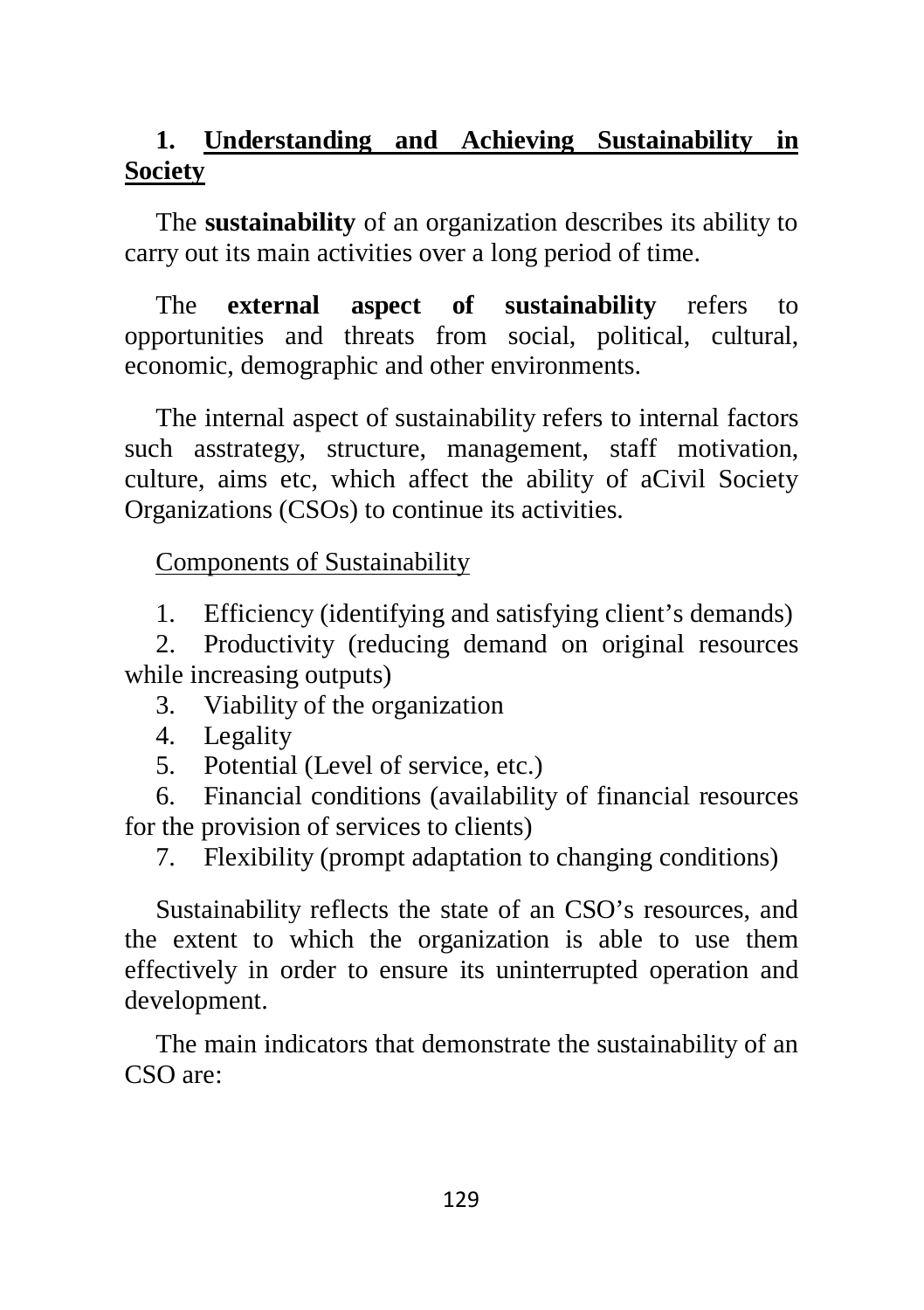## 1. Understanding and Achieving Sustainability in Society

The **sustainability** of an organization describes its ability to carry out its main activities over a long period of time.

The **external aspect of sustainability** refers to opportunities and threats from social, political, cultural, economic, demographic and other environments.

The internal aspect of sustainability refers to internal factors such asstrategy, structure, management, staff motivation, culture, aims etc, which affect the ability of aCivil Society Organizations (CSOs) to continue its activities.

Components of Sustainability

1. Efficiency (identifying and satisfying client's demands)
2. Productivity (reducing demand on original resources while increasing outputs)
3. Viability of the organization
4. Legality
5. Potential (Level of service, etc.)
6. Financial conditions (availability of financial resources for the provision of services to clients)
7. Flexibility (prompt adaptation to changing conditions)

Sustainability reflects the state of an CSO's resources, and the extent to which the organization is able to use them effectively in order to ensure its uninterrupted operation and development.

The main indicators that demonstrate the sustainability of an CSO are: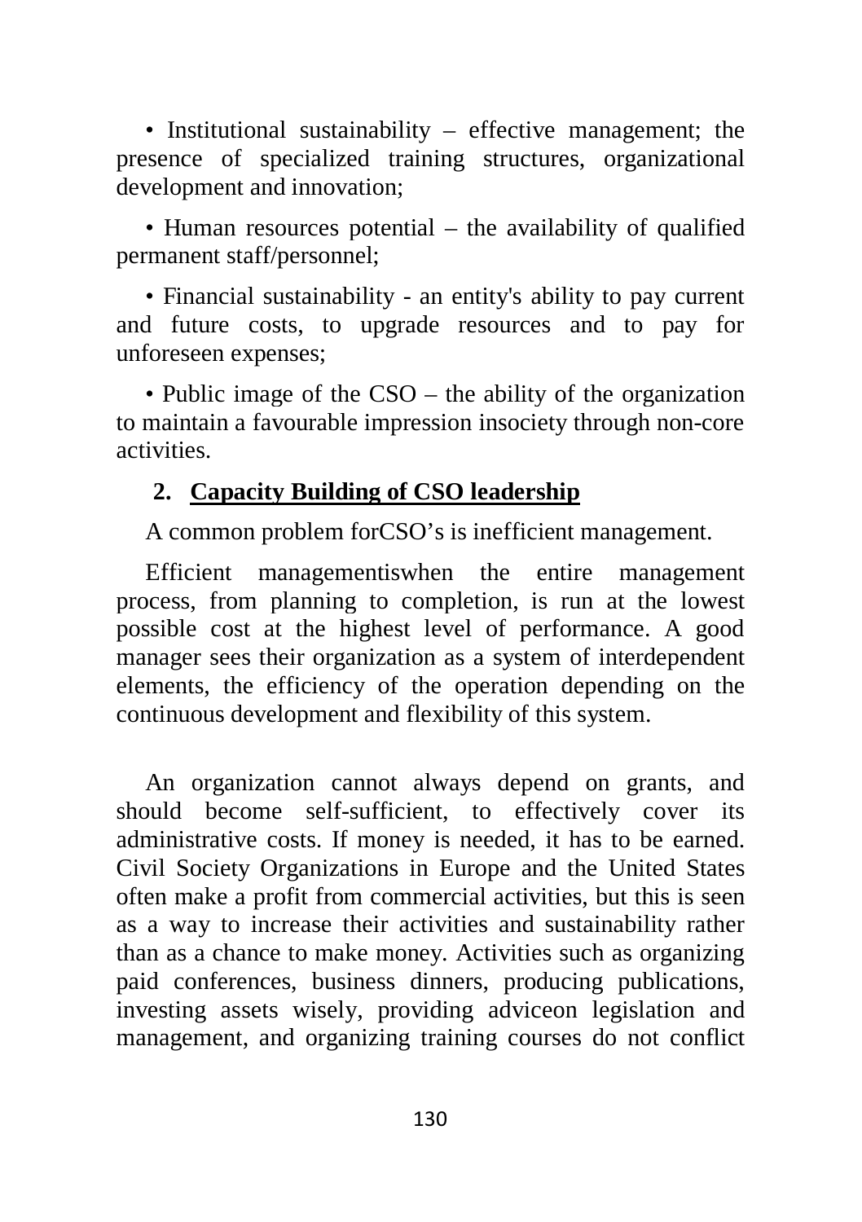- Institutional sustainability – effective management; the presence of specialized training structures, organizational development and innovation;
- Human resources potential – the availability of qualified permanent staff/personnel;
- Financial sustainability - an entity's ability to pay current and future costs, to upgrade resources and to pay for unforeseen expenses;
- Public image of the CSO – the ability of the organization to maintain a favourable impression insociety through non-core activities.

## 2. Capacity Building of CSO leadership

A common problem forCSO's is inefficient management.

Efficient managementiswhen the entire management process, from planning to completion, is run at the lowest possible cost at the highest level of performance. A good manager sees their organization as a system of interdependent elements, the efficiency of the operation depending on the continuous development and flexibility of this system.

An organization cannot always depend on grants, and should become self-sufficient, to effectively cover its administrative costs. If money is needed, it has to be earned. Civil Society Organizations in Europe and the United States often make a profit from commercial activities, but this is seen as a way to increase their activities and sustainability rather than as a chance to make money. Activities such as organizing paid conferences, business dinners, producing publications, investing assets wisely, providing adviceon legislation and management, and organizing training courses do not conflict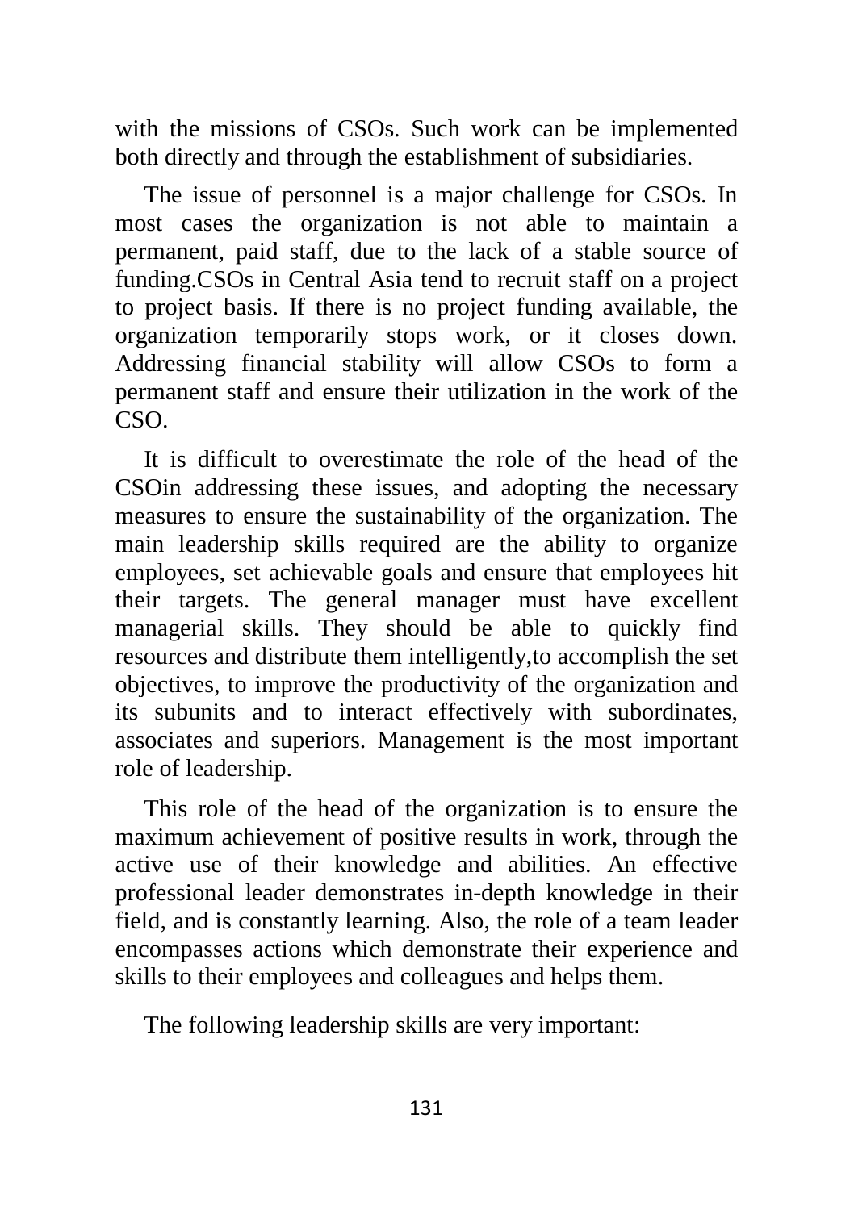with the missions of CSOs. Such work can be implemented both directly and through the establishment of subsidiaries.

The issue of personnel is a major challenge for CSOs. In most cases the organization is not able to maintain a permanent, paid staff, due to the lack of a stable source of funding.CSOs in Central Asia tend to recruit staff on a project to project basis. If there is no project funding available, the organization temporarily stops work, or it closes down. Addressing financial stability will allow CSOs to form a permanent staff and ensure their utilization in the work of the CSO.

It is difficult to overestimate the role of the head of the CSOin addressing these issues, and adopting the necessary measures to ensure the sustainability of the organization. The main leadership skills required are the ability to organize employees, set achievable goals and ensure that employees hit their targets. The general manager must have excellent managerial skills. They should be able to quickly find resources and distribute them intelligently,to accomplish the set objectives, to improve the productivity of the organization and its subunits and to interact effectively with subordinates, associates and superiors. Management is the most important role of leadership.

This role of the head of the organization is to ensure the maximum achievement of positive results in work, through the active use of their knowledge and abilities. An effective professional leader demonstrates in-depth knowledge in their field, and is constantly learning. Also, the role of a team leader encompasses actions which demonstrate their experience and skills to their employees and colleagues and helps them.

The following leadership skills are very important: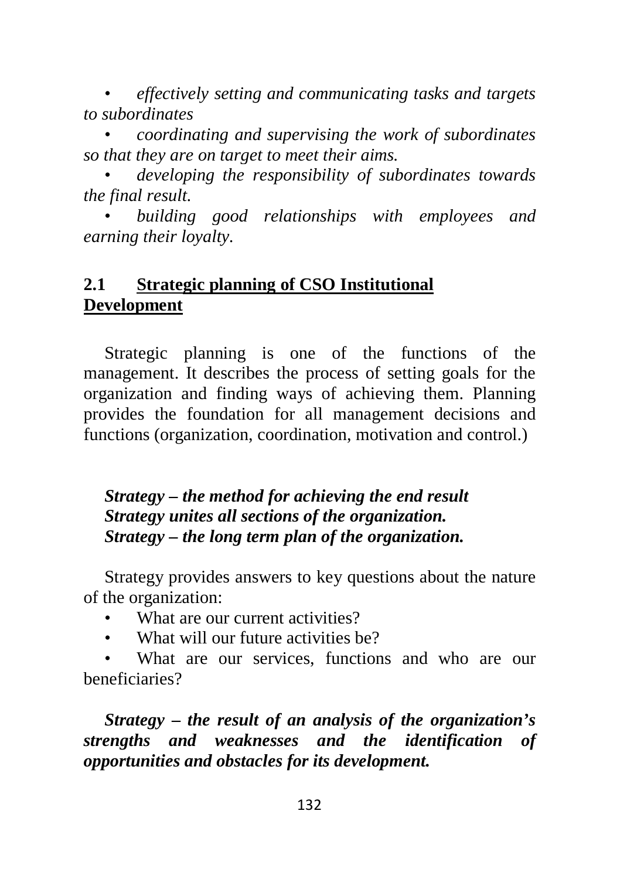- *effectively setting and communicating tasks and targets to subordinates*
- *coordinating and supervising the work of subordinates so that they are on target to meet their aims.*
- *developing the responsibility of subordinates towards the final result.*
- *building good relationships with employees and earning their loyalty.*

## 2.1 Strategic planning of CSO Institutional Development

Strategic planning is one of the functions of the management. It describes the process of setting goals for the organization and finding ways of achieving them. Planning provides the foundation for all management decisions and functions (organization, coordination, motivation and control.)

***Strategy – the method for achieving the end result***
***Strategy unites all sections of the organization.***
***Strategy – the long term plan of the organization.***

Strategy provides answers to key questions about the nature of the organization:

- What are our current activities?
- What will our future activities be?
- What are our services, functions and who are our beneficiaries?

***Strategy – the result of an analysis of the organization's strengths and weaknesses and the identification of opportunities and obstacles for its development.***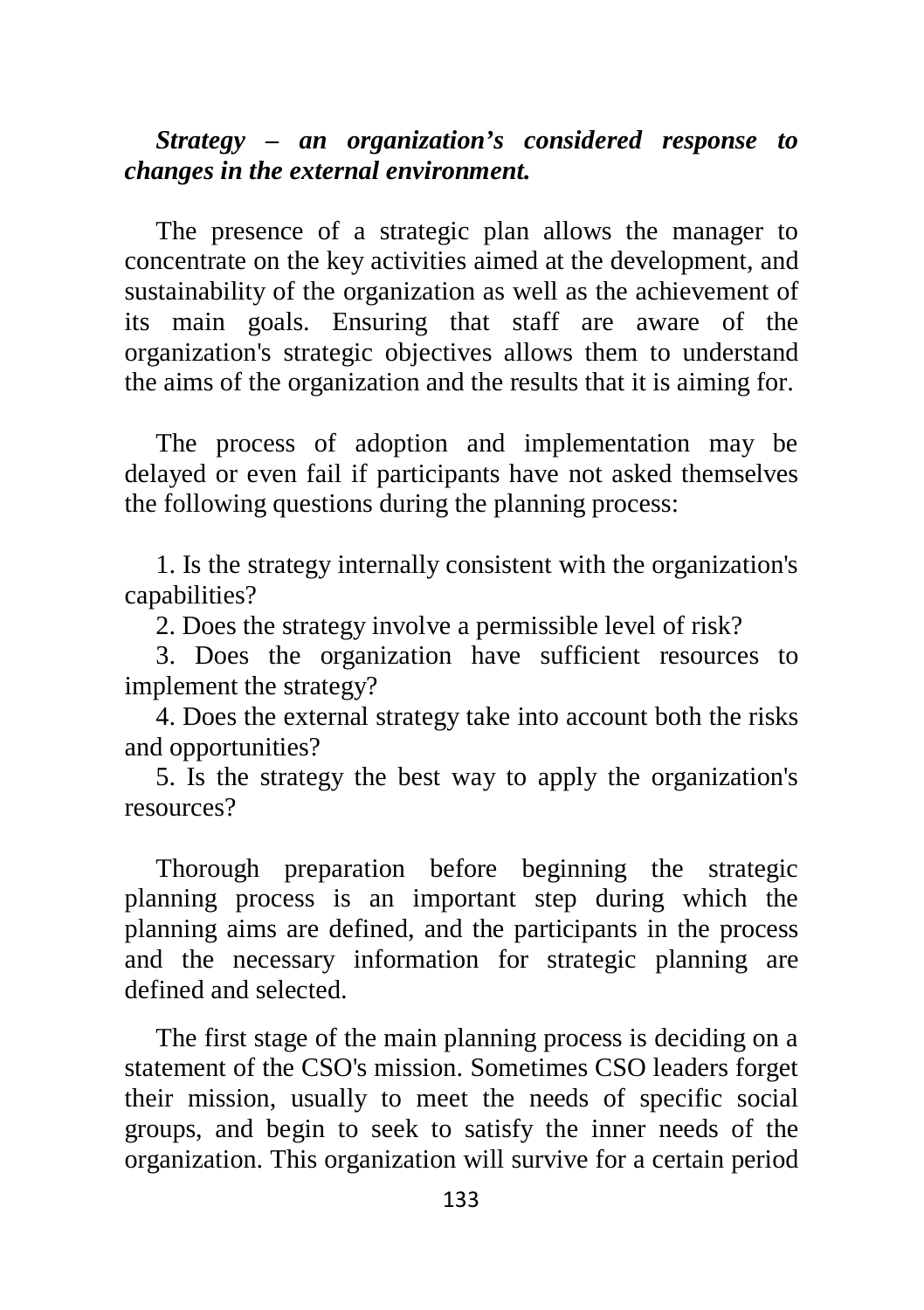***Strategy – an organization's considered response to changes in the external environment.***

The presence of a strategic plan allows the manager to concentrate on the key activities aimed at the development, and sustainability of the organization as well as the achievement of its main goals. Ensuring that staff are aware of the organization's strategic objectives allows them to understand the aims of the organization and the results that it is aiming for.

The process of adoption and implementation may be delayed or even fail if participants have not asked themselves the following questions during the planning process:

1. Is the strategy internally consistent with the organization's capabilities?
2. Does the strategy involve a permissible level of risk?
3. Does the organization have sufficient resources to implement the strategy?
4. Does the external strategy take into account both the risks and opportunities?
5. Is the strategy the best way to apply the organization's resources?

Thorough preparation before beginning the strategic planning process is an important step during which the planning aims are defined, and the participants in the process and the necessary information for strategic planning are defined and selected.

The first stage of the main planning process is deciding on a statement of the CSO's mission. Sometimes CSO leaders forget their mission, usually to meet the needs of specific social groups, and begin to seek to satisfy the inner needs of the organization. This organization will survive for a certain period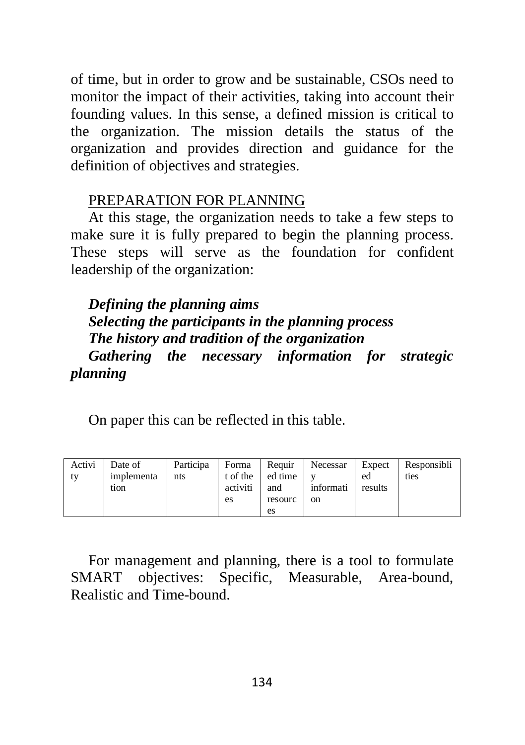of time, but in order to grow and be sustainable, CSOs need to monitor the impact of their activities, taking into account their founding values. In this sense, a defined mission is critical to the organization. The mission details the status of the organization and provides direction and guidance for the definition of objectives and strategies.

## PREPARATION FOR PLANNING

At this stage, the organization needs to take a few steps to make sure it is fully prepared to begin the planning process. These steps will serve as the foundation for confident leadership of the organization:

***Defining the planning aims***
***Selecting the participants in the planning process***
***The history and tradition of the organization***
***Gathering the necessary information for strategic planning***

On paper this can be reflected in this table.

| Activity | Date of implementation | Participants | Format of the activities | Required time and resources | Necessary information | Expected results | Responsiblities |
|---|---|---|---|---|---|---|---|

For management and planning, there is a tool to formulate SMART objectives: Specific, Measurable, Area-bound, Realistic and Time-bound.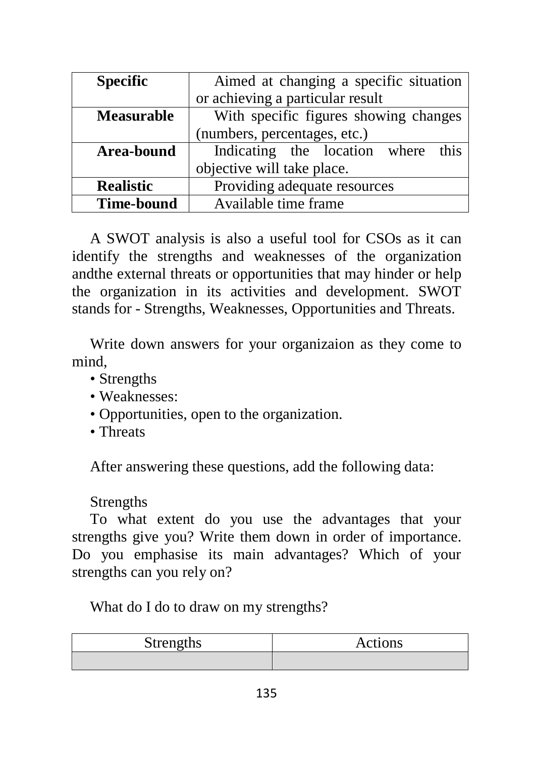| **Specific** | Aimed at changing a specific situation or achieving a particular result |
|---|---|
| **Measurable** | With specific figures showing changes (numbers, percentages, etc.) |
| **Area-bound** | Indicating the location where this objective will take place. |
| **Realistic** | Providing adequate resources |
| **Time-bound** | Available time frame |

A SWOT analysis is also a useful tool for CSOs as it can identify the strengths and weaknesses of the organization andthe external threats or opportunities that may hinder or help the organization in its activities and development. SWOT stands for - Strengths, Weaknesses, Opportunities and Threats.

Write down answers for your organizaion as they come to mind,

- Strengths
- Weaknesses:
- Opportunities, open to the organization.
- Threats

After answering these questions, add the following data:

Strengths

To what extent do you use the advantages that your strengths give you? Write them down in order of importance. Do you emphasise its main advantages? Which of your strengths can you rely on?

What do I do to draw on my strengths?

| Strengths | Actions |
|---|---|
| | |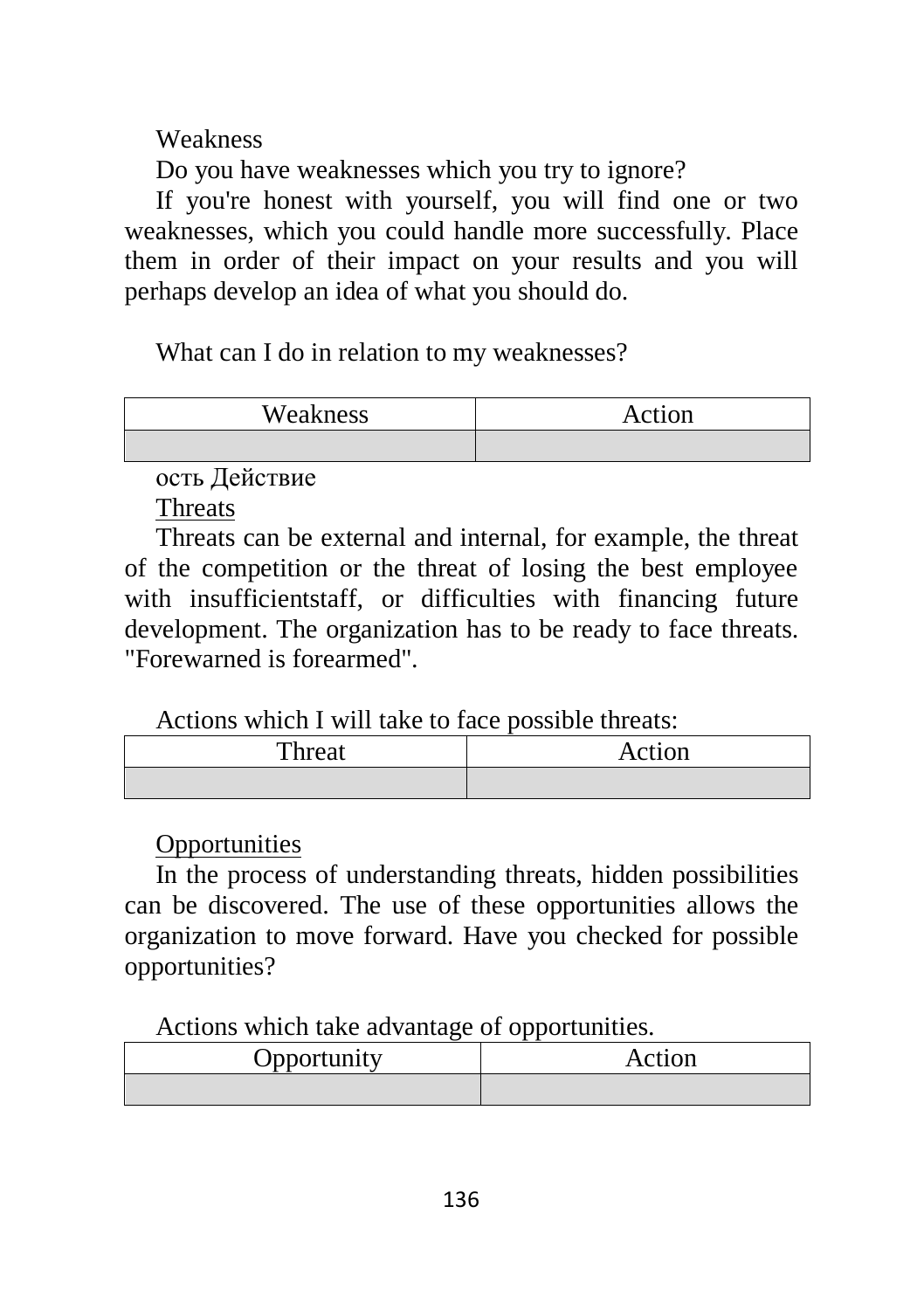Weakness

Do you have weaknesses which you try to ignore?

If you're honest with yourself, you will find one or two weaknesses, which you could handle more successfully. Place them in order of their impact on your results and you will perhaps develop an idea of what you should do.

What can I do in relation to my weaknesses?

| Weakness | Action |
|---|---|
| | |

ость Действие

Threats

Threats can be external and internal, for example, the threat of the competition or the threat of losing the best employee with insufficientstaff, or difficulties with financing future development. The organization has to be ready to face threats. "Forewarned is forearmed".

Actions which I will take to face possible threats:

| Threat | Action |
|---|---|
| | |

Opportunities

In the process of understanding threats, hidden possibilities can be discovered. The use of these opportunities allows the organization to move forward. Have you checked for possible opportunities?

Actions which take advantage of opportunities.

| Opportunity | Action |
|---|---|
| | |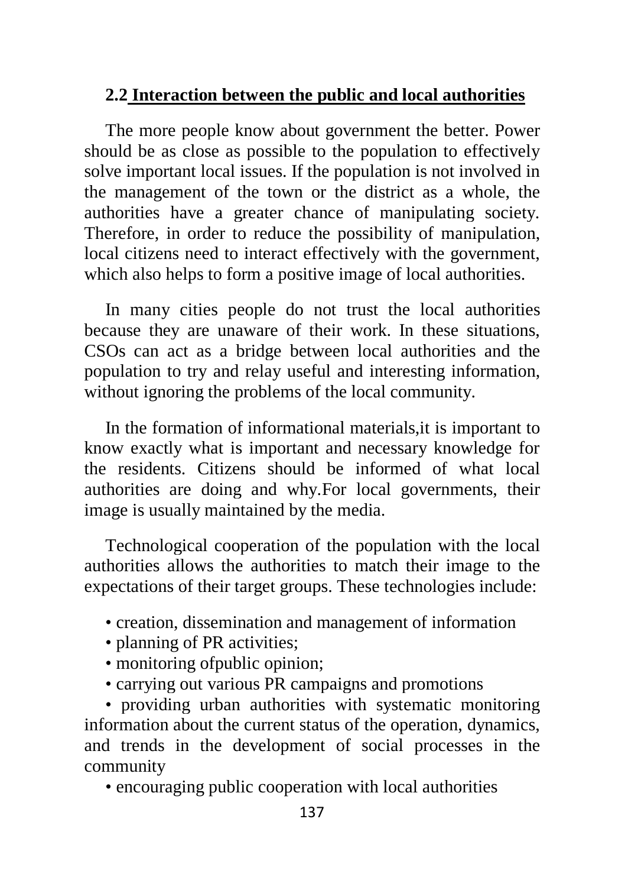## 2.2 Interaction between the public and local authorities

The more people know about government the better. Power should be as close as possible to the population to effectively solve important local issues. If the population is not involved in the management of the town or the district as a whole, the authorities have a greater chance of manipulating society. Therefore, in order to reduce the possibility of manipulation, local citizens need to interact effectively with the government, which also helps to form a positive image of local authorities.

In many cities people do not trust the local authorities because they are unaware of their work. In these situations, CSOs can act as a bridge between local authorities and the population to try and relay useful and interesting information, without ignoring the problems of the local community.

In the formation of informational materials,it is important to know exactly what is important and necessary knowledge for the residents. Citizens should be informed of what local authorities are doing and why.For local governments, their image is usually maintained by the media.

Technological cooperation of the population with the local authorities allows the authorities to match their image to the expectations of their target groups. These technologies include:

- creation, dissemination and management of information
- planning of PR activities;
- monitoring ofpublic opinion;
- carrying out various PR campaigns and promotions
- providing urban authorities with systematic monitoring information about the current status of the operation, dynamics, and trends in the development of social processes in the community
- encouraging public cooperation with local authorities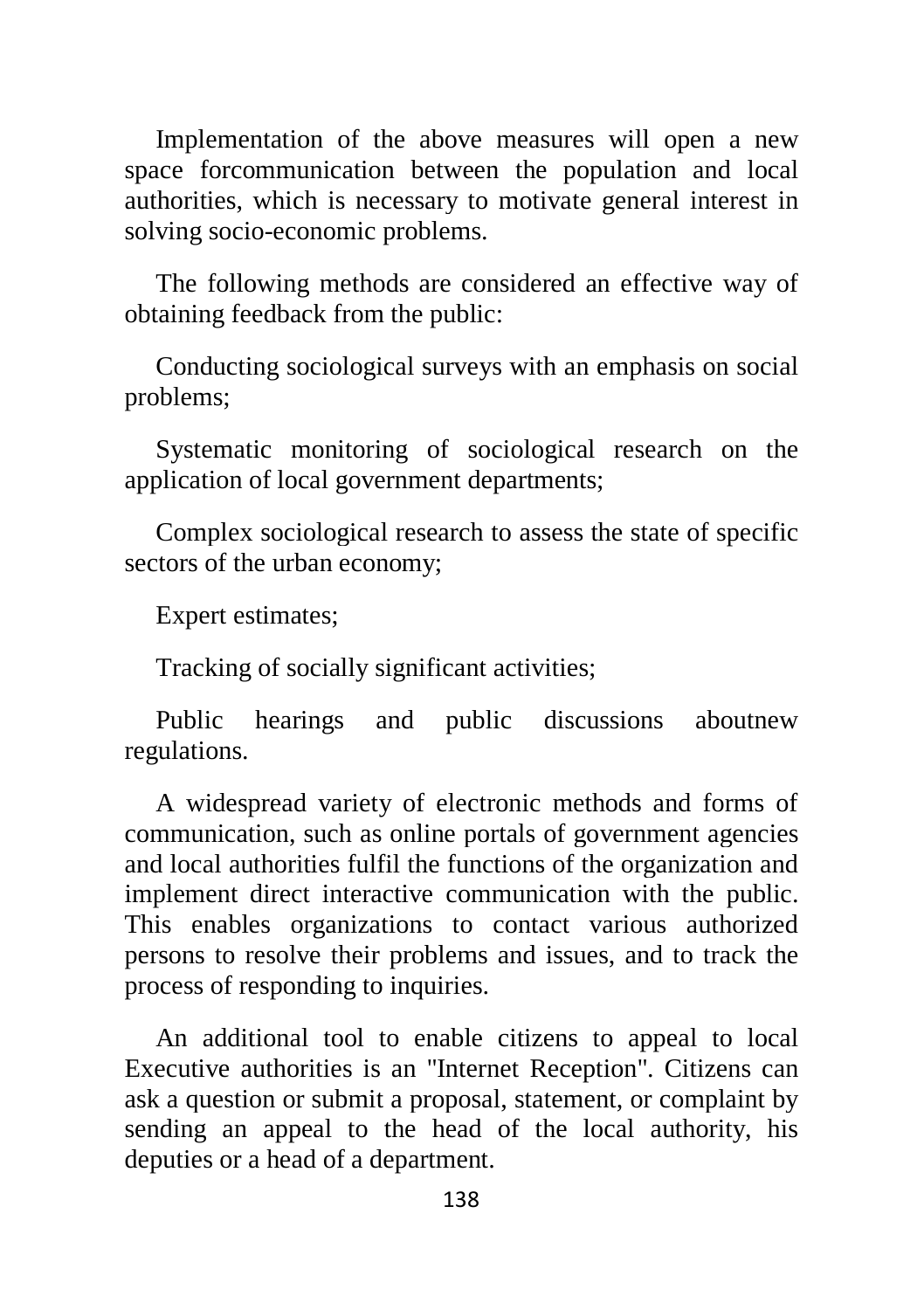Implementation of the above measures will open a new space forcommunication between the population and local authorities, which is necessary to motivate general interest in solving socio-economic problems.

The following methods are considered an effective way of obtaining feedback from the public:

Conducting sociological surveys with an emphasis on social problems;

Systematic monitoring of sociological research on the application of local government departments;

Complex sociological research to assess the state of specific sectors of the urban economy;

Expert estimates;

Tracking of socially significant activities;

Public hearings and public discussions aboutnew regulations.

A widespread variety of electronic methods and forms of communication, such as online portals of government agencies and local authorities fulfil the functions of the organization and implement direct interactive communication with the public. This enables organizations to contact various authorized persons to resolve their problems and issues, and to track the process of responding to inquiries.

An additional tool to enable citizens to appeal to local Executive authorities is an "Internet Reception". Citizens can ask a question or submit a proposal, statement, or complaint by sending an appeal to the head of the local authority, his deputies or a head of a department.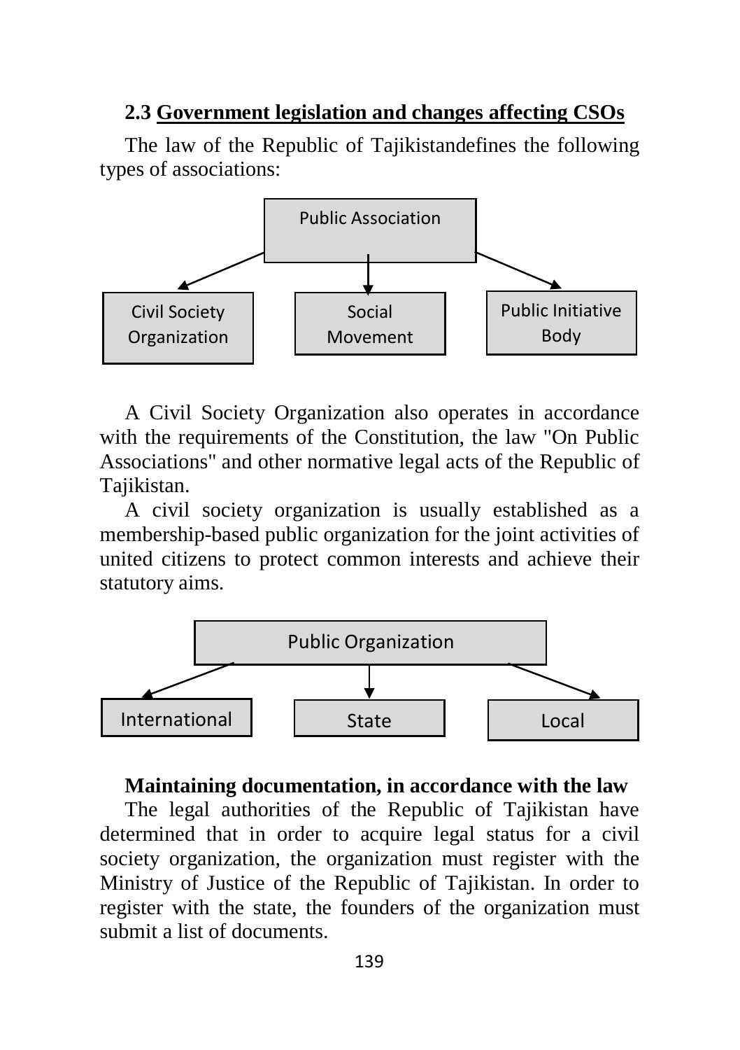## 2.3 Government legislation and changes affecting CSOs

The law of the Republic of Tajikistandefines the following types of associations:

- Public Association
  - Civil Society Organization
  - Social Movement
  - Public Initiative Body

A Civil Society Organization also operates in accordance with the requirements of the Constitution, the law "On Public Associations" and other normative legal acts of the Republic of Tajikistan.

A civil society organization is usually established as a membership-based public organization for the joint activities of united citizens to protect common interests and achieve their statutory aims.

- Public Organization
  - International
  - State
  - Local

**Maintaining documentation, in accordance with the law**

The legal authorities of the Republic of Tajikistan have determined that in order to acquire legal status for a civil society organization, the organization must register with the Ministry of Justice of the Republic of Tajikistan. In order to register with the state, the founders of the organization must submit a list of documents.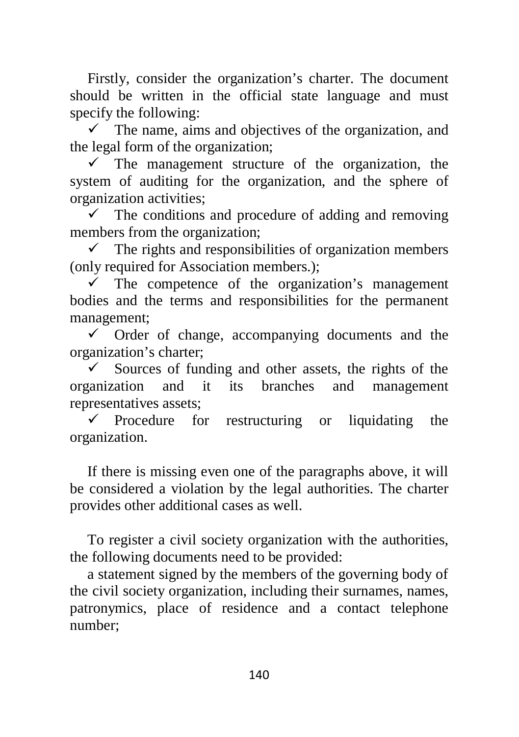Firstly, consider the organization's charter. The document should be written in the official state language and must specify the following:

- ✓ The name, aims and objectives of the organization, and the legal form of the organization;
- ✓ The management structure of the organization, the system of auditing for the organization, and the sphere of organization activities;
- ✓ The conditions and procedure of adding and removing members from the organization;
- ✓ The rights and responsibilities of organization members (only required for Association members.);
- ✓ The competence of the organization's management bodies and the terms and responsibilities for the permanent management;
- ✓ Order of change, accompanying documents and the organization's charter;
- ✓ Sources of funding and other assets, the rights of the organization and it its branches and management representatives assets;
- ✓ Procedure for restructuring or liquidating the organization.

If there is missing even one of the paragraphs above, it will be considered a violation by the legal authorities. The charter provides other additional cases as well.

To register a civil society organization with the authorities, the following documents need to be provided:

a statement signed by the members of the governing body of the civil society organization, including their surnames, names, patronymics, place of residence and a contact telephone number;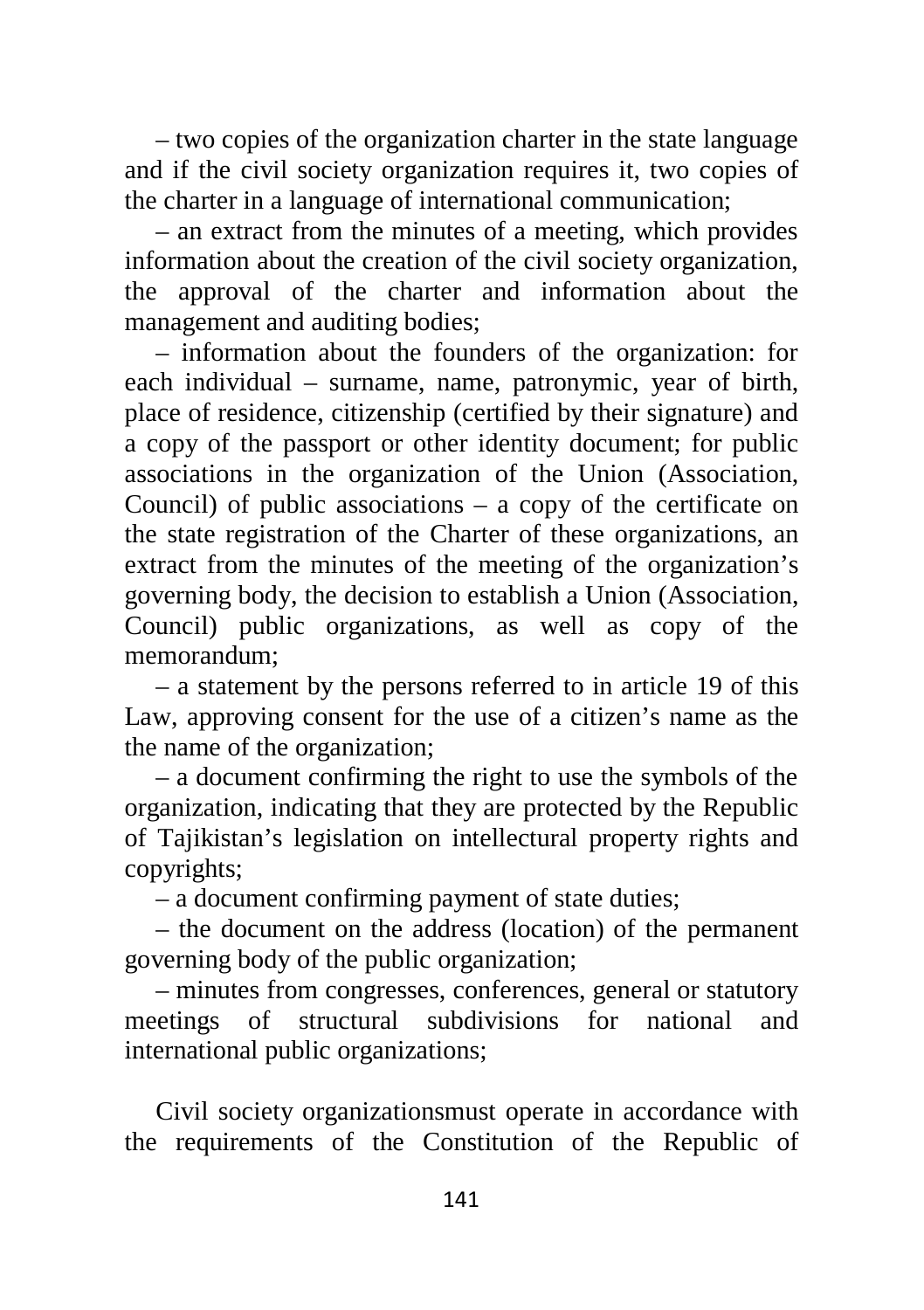– two copies of the organization charter in the state language and if the civil society organization requires it, two copies of the charter in a language of international communication;

– an extract from the minutes of a meeting, which provides information about the creation of the civil society organization, the approval of the charter and information about the management and auditing bodies;

– information about the founders of the organization: for each individual – surname, name, patronymic, year of birth, place of residence, citizenship (certified by their signature) and a copy of the passport or other identity document; for public associations in the organization of the Union (Association, Council) of public associations – a copy of the certificate on the state registration of the Charter of these organizations, an extract from the minutes of the meeting of the organization's governing body, the decision to establish a Union (Association, Council) public organizations, as well as copy of the memorandum;

– a statement by the persons referred to in article 19 of this Law, approving consent for the use of a citizen's name as the the name of the organization;

– a document confirming the right to use the symbols of the organization, indicating that they are protected by the Republic of Tajikistan's legislation on intellectural property rights and copyrights;

– a document confirming payment of state duties;

– the document on the address (location) of the permanent governing body of the public organization;

– minutes from congresses, conferences, general or statutory meetings of structural subdivisions for national and international public organizations;

Civil society organizationsmust operate in accordance with the requirements of the Constitution of the Republic of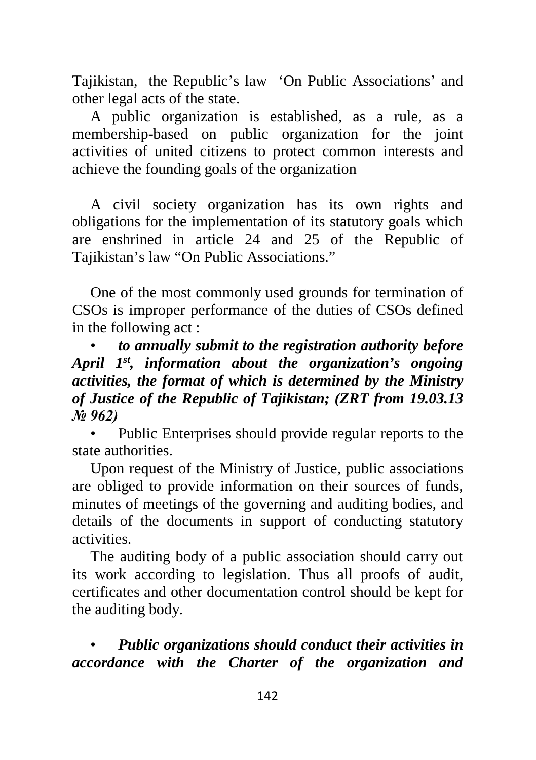Tajikistan, the Republic's law 'On Public Associations' and other legal acts of the state.

A public organization is established, as a rule, as a membership-based on public organization for the joint activities of united citizens to protect common interests and achieve the founding goals of the organization

A civil society organization has its own rights and obligations for the implementation of its statutory goals which are enshrined in article 24 and 25 of the Republic of Tajikistan's law "On Public Associations."

One of the most commonly used grounds for termination of CSOs is improper performance of the duties of CSOs defined in the following act :

- ***to annually submit to the registration authority before April 1st, information about the organization's ongoing activities, the format of which is determined by the Ministry of Justice of the Republic of Tajikistan; (ZRT from 19.03.13 № 962)***
- Public Enterprises should provide regular reports to the state authorities.

Upon request of the Ministry of Justice, public associations are obliged to provide information on their sources of funds, minutes of meetings of the governing and auditing bodies, and details of the documents in support of conducting statutory activities.

The auditing body of a public association should carry out its work according to legislation. Thus all proofs of audit, certificates and other documentation control should be kept for the auditing body.

- ***Public organizations should conduct their activities in accordance with the Charter of the organization and***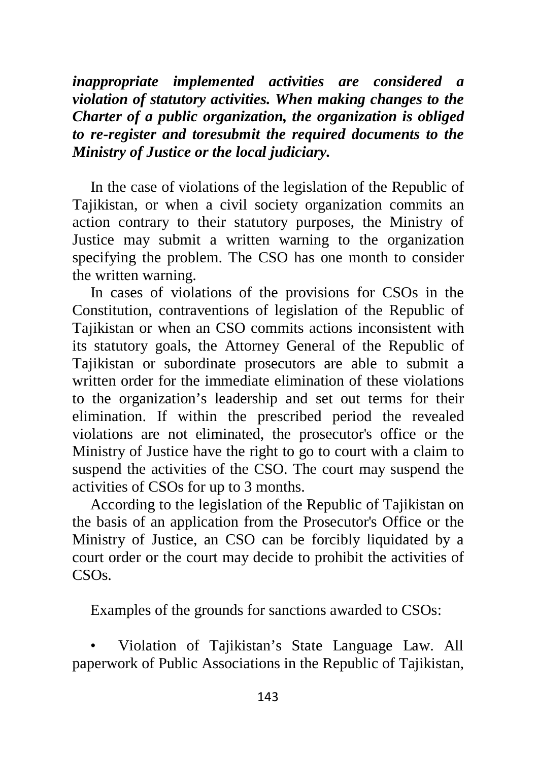***inappropriate implemented activities are considered a violation of statutory activities. When making changes to the Charter of a public organization, the organization is obliged to re-register and toresubmit the required documents to the Ministry of Justice or the local judiciary.***

In the case of violations of the legislation of the Republic of Tajikistan, or when a civil society organization commits an action contrary to their statutory purposes, the Ministry of Justice may submit a written warning to the organization specifying the problem. The CSO has one month to consider the written warning.

In cases of violations of the provisions for CSOs in the Constitution, contraventions of legislation of the Republic of Tajikistan or when an CSO commits actions inconsistent with its statutory goals, the Attorney General of the Republic of Tajikistan or subordinate prosecutors are able to submit a written order for the immediate elimination of these violations to the organization's leadership and set out terms for their elimination. If within the prescribed period the revealed violations are not eliminated, the prosecutor's office or the Ministry of Justice have the right to go to court with a claim to suspend the activities of the CSO. The court may suspend the activities of CSOs for up to 3 months.

According to the legislation of the Republic of Tajikistan on the basis of an application from the Prosecutor's Office or the Ministry of Justice, an CSO can be forcibly liquidated by a court order or the court may decide to prohibit the activities of CSOs.

Examples of the grounds for sanctions awarded to CSOs:

- Violation of Tajikistan's State Language Law. All paperwork of Public Associations in the Republic of Tajikistan,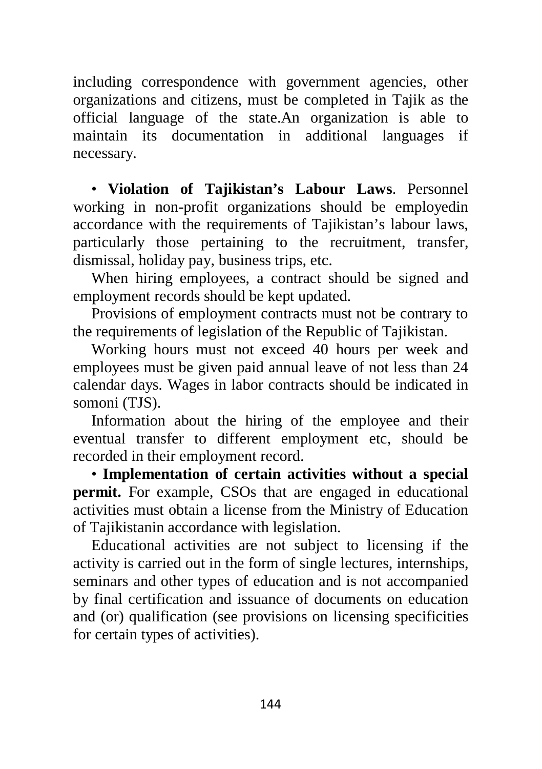including correspondence with government agencies, other organizations and citizens, must be completed in Tajik as the official language of the state.An organization is able to maintain its documentation in additional languages if necessary.

• **Violation of Tajikistan's Labour Laws**. Personnel working in non-profit organizations should be employedin accordance with the requirements of Tajikistan's labour laws, particularly those pertaining to the recruitment, transfer, dismissal, holiday pay, business trips, etc.

When hiring employees, a contract should be signed and employment records should be kept updated.

Provisions of employment contracts must not be contrary to the requirements of legislation of the Republic of Tajikistan.

Working hours must not exceed 40 hours per week and employees must be given paid annual leave of not less than 24 calendar days. Wages in labor contracts should be indicated in somoni (TJS).

Information about the hiring of the employee and their eventual transfer to different employment etc, should be recorded in their employment record.

• **Implementation of certain activities without a special permit.** For example, CSOs that are engaged in educational activities must obtain a license from the Ministry of Education of Tajikistanin accordance with legislation.

Educational activities are not subject to licensing if the activity is carried out in the form of single lectures, internships, seminars and other types of education and is not accompanied by final certification and issuance of documents on education and (or) qualification (see provisions on licensing specificities for certain types of activities).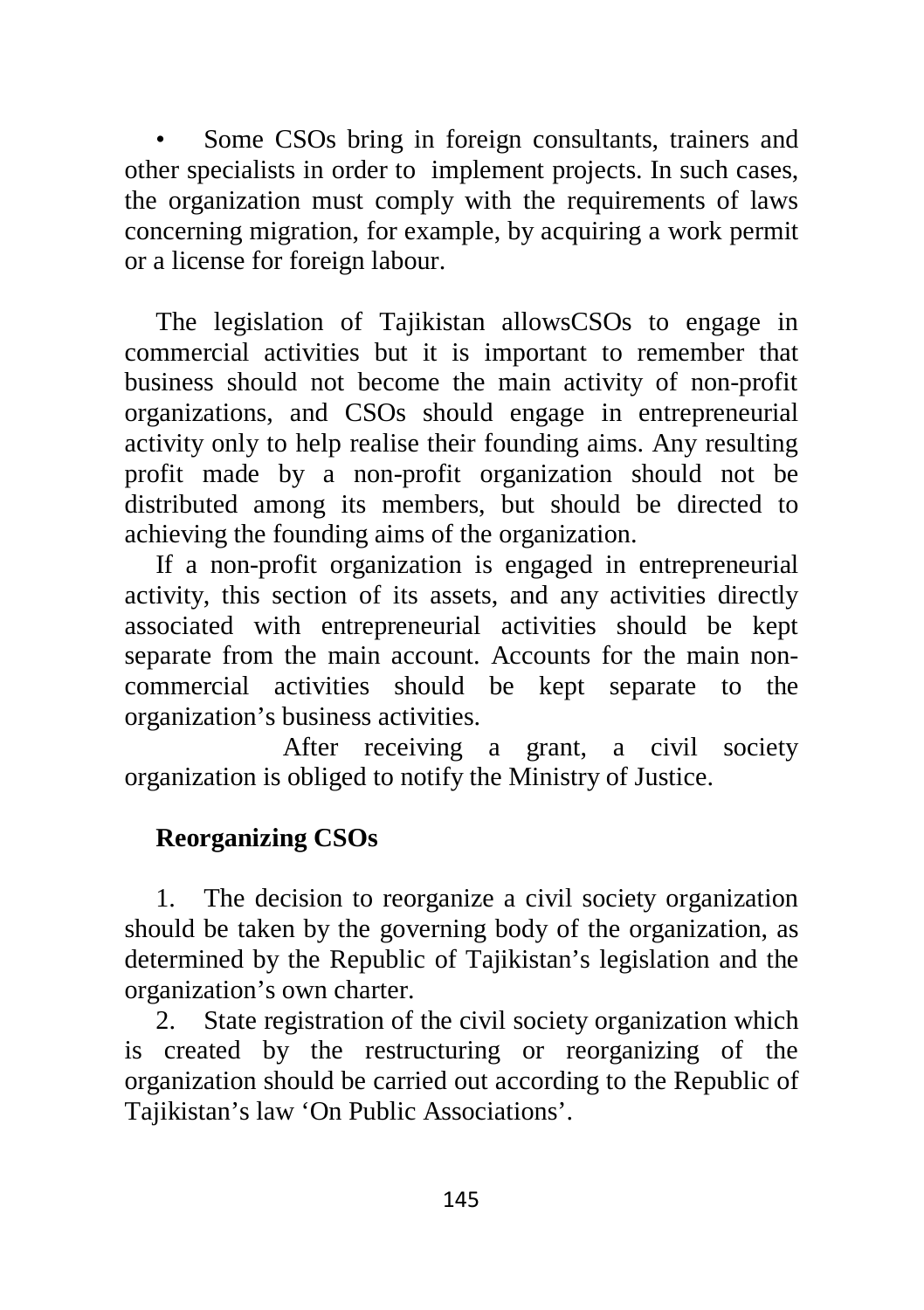- Some CSOs bring in foreign consultants, trainers and other specialists in order to implement projects. In such cases, the organization must comply with the requirements of laws concerning migration, for example, by acquiring a work permit or a license for foreign labour.

The legislation of Tajikistan allowsCSOs to engage in commercial activities but it is important to remember that business should not become the main activity of non-profit organizations, and CSOs should engage in entrepreneurial activity only to help realise their founding aims. Any resulting profit made by a non-profit organization should not be distributed among its members, but should be directed to achieving the founding aims of the organization.

If a non-profit organization is engaged in entrepreneurial activity, this section of its assets, and any activities directly associated with entrepreneurial activities should be kept separate from the main account. Accounts for the main non-commercial activities should be kept separate to the organization's business activities.

After receiving a grant, a civil society organization is obliged to notify the Ministry of Justice.

**Reorganizing CSOs**

1. The decision to reorganize a civil society organization should be taken by the governing body of the organization, as determined by the Republic of Tajikistan's legislation and the organization's own charter.
2. State registration of the civil society organization which is created by the restructuring or reorganizing of the organization should be carried out according to the Republic of Tajikistan's law 'On Public Associations'.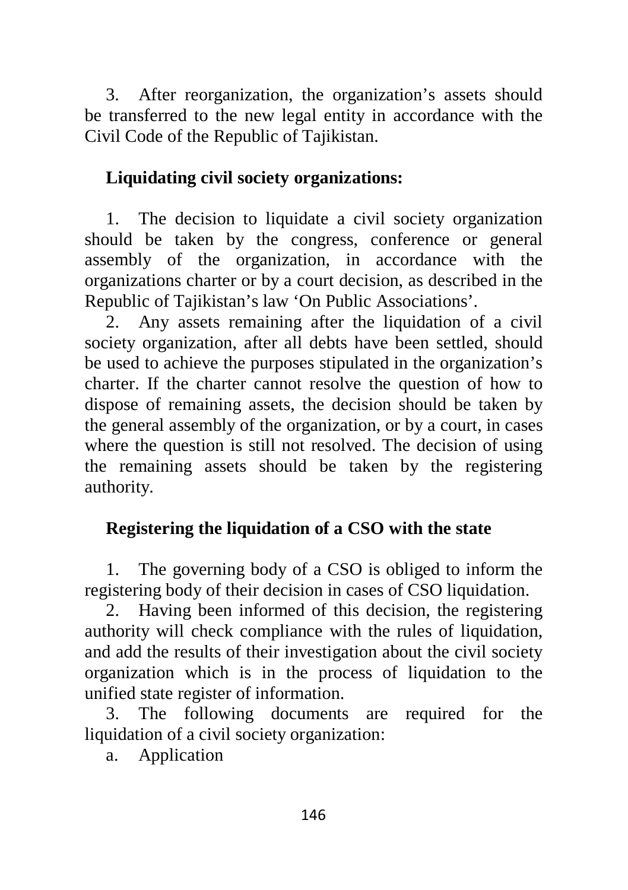3. After reorganization, the organization's assets should be transferred to the new legal entity in accordance with the Civil Code of the Republic of Tajikistan.

**Liquidating civil society organizations:**

1. The decision to liquidate a civil society organization should be taken by the congress, conference or general assembly of the organization, in accordance with the organizations charter or by a court decision, as described in the Republic of Tajikistan's law 'On Public Associations'.
2. Any assets remaining after the liquidation of a civil society organization, after all debts have been settled, should be used to achieve the purposes stipulated in the organization's charter. If the charter cannot resolve the question of how to dispose of remaining assets, the decision should be taken by the general assembly of the organization, or by a court, in cases where the question is still not resolved. The decision of using the remaining assets should be taken by the registering authority.

**Registering the liquidation of a CSO with the state**

1. The governing body of a CSO is obliged to inform the registering body of their decision in cases of CSO liquidation.
2. Having been informed of this decision, the registering authority will check compliance with the rules of liquidation, and add the results of their investigation about the civil society organization which is in the process of liquidation to the unified state register of information.
3. The following documents are required for the liquidation of a civil society organization:

a. Application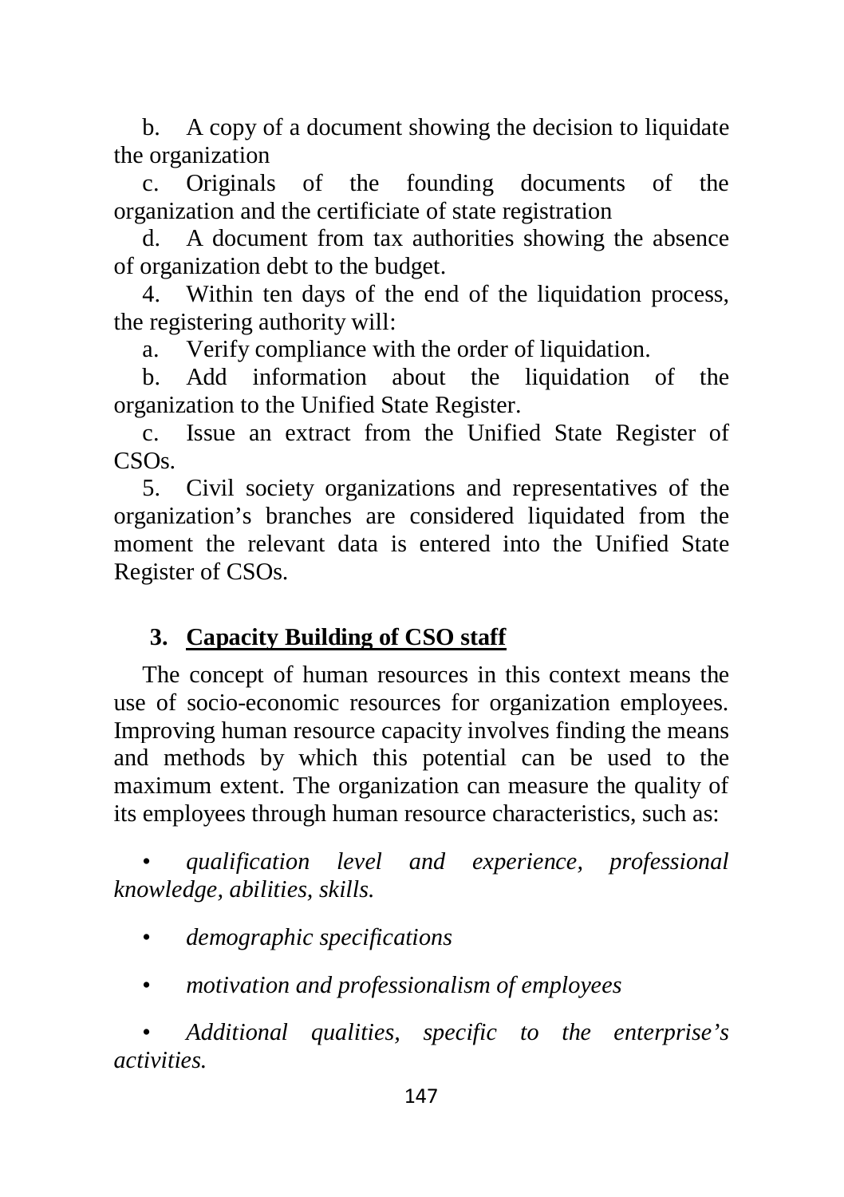b. A copy of a document showing the decision to liquidate the organization

c. Originals of the founding documents of the organization and the certificiate of state registration

d. A document from tax authorities showing the absence of organization debt to the budget.

4. Within ten days of the end of the liquidation process, the registering authority will:

a. Verify compliance with the order of liquidation.

b. Add information about the liquidation of the organization to the Unified State Register.

c. Issue an extract from the Unified State Register of CSOs.

5. Civil society organizations and representatives of the organization's branches are considered liquidated from the moment the relevant data is entered into the Unified State Register of CSOs.

## 3. Capacity Building of CSO staff

The concept of human resources in this context means the use of socio-economic resources for organization employees. Improving human resource capacity involves finding the means and methods by which this potential can be used to the maximum extent. The organization can measure the quality of its employees through human resource characteristics, such as:

- *qualification level and experience, professional knowledge, abilities, skills.*
- *demographic specifications*
- *motivation and professionalism of employees*
- *Additional qualities, specific to the enterprise's activities.*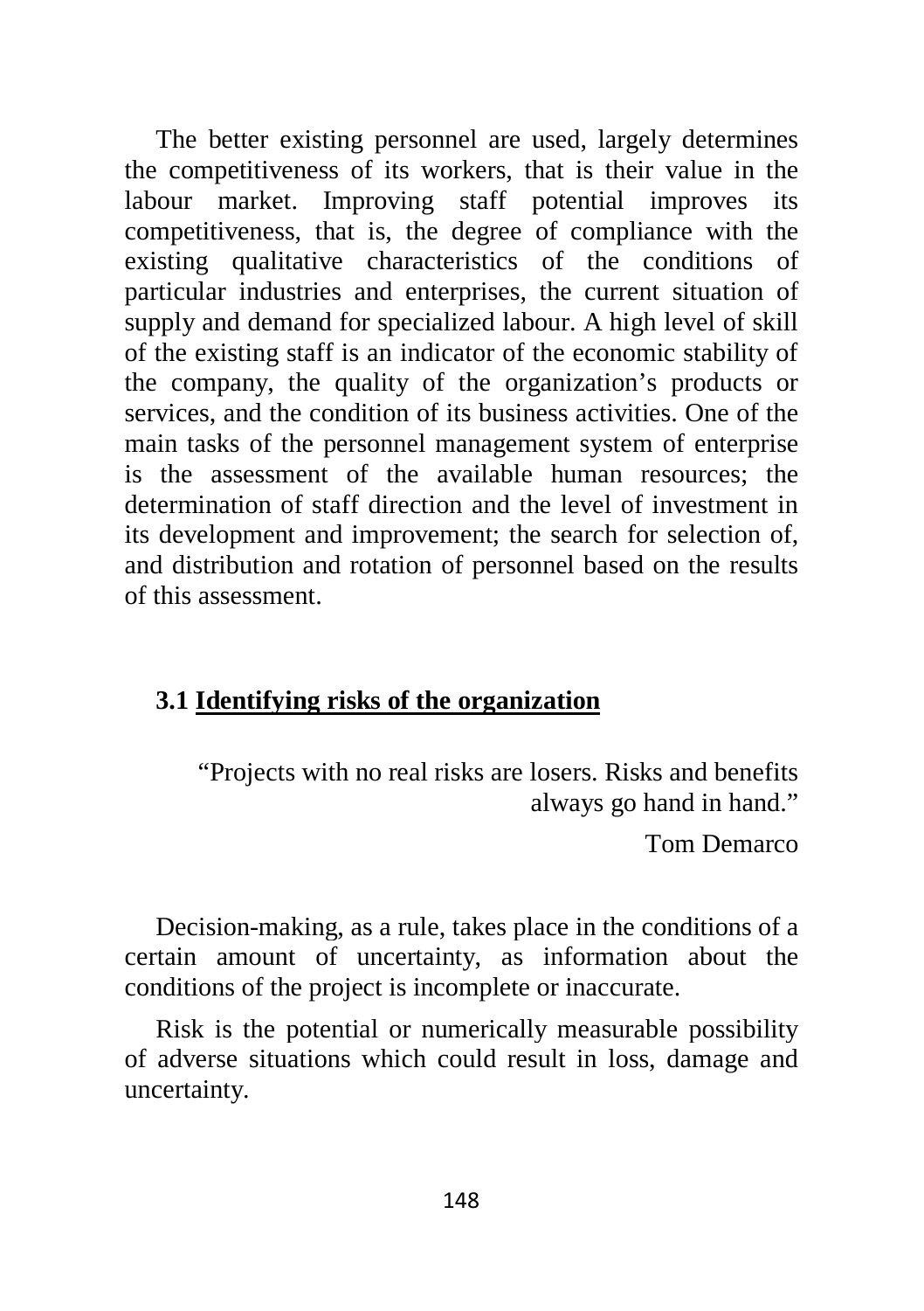The better existing personnel are used, largely determines the competitiveness of its workers, that is their value in the labour market. Improving staff potential improves its competitiveness, that is, the degree of compliance with the existing qualitative characteristics of the conditions of particular industries and enterprises, the current situation of supply and demand for specialized labour. A high level of skill of the existing staff is an indicator of the economic stability of the company, the quality of the organization's products or services, and the condition of its business activities. One of the main tasks of the personnel management system of enterprise is the assessment of the available human resources; the determination of staff direction and the level of investment in its development and improvement; the search for selection of, and distribution and rotation of personnel based on the results of this assessment.

### 3.1 Identifying risks of the organization

> "Projects with no real risks are losers. Risks and benefits always go hand in hand."
>
> Tom Demarco

Decision-making, as a rule, takes place in the conditions of a certain amount of uncertainty, as information about the conditions of the project is incomplete or inaccurate.

Risk is the potential or numerically measurable possibility of adverse situations which could result in loss, damage and uncertainty.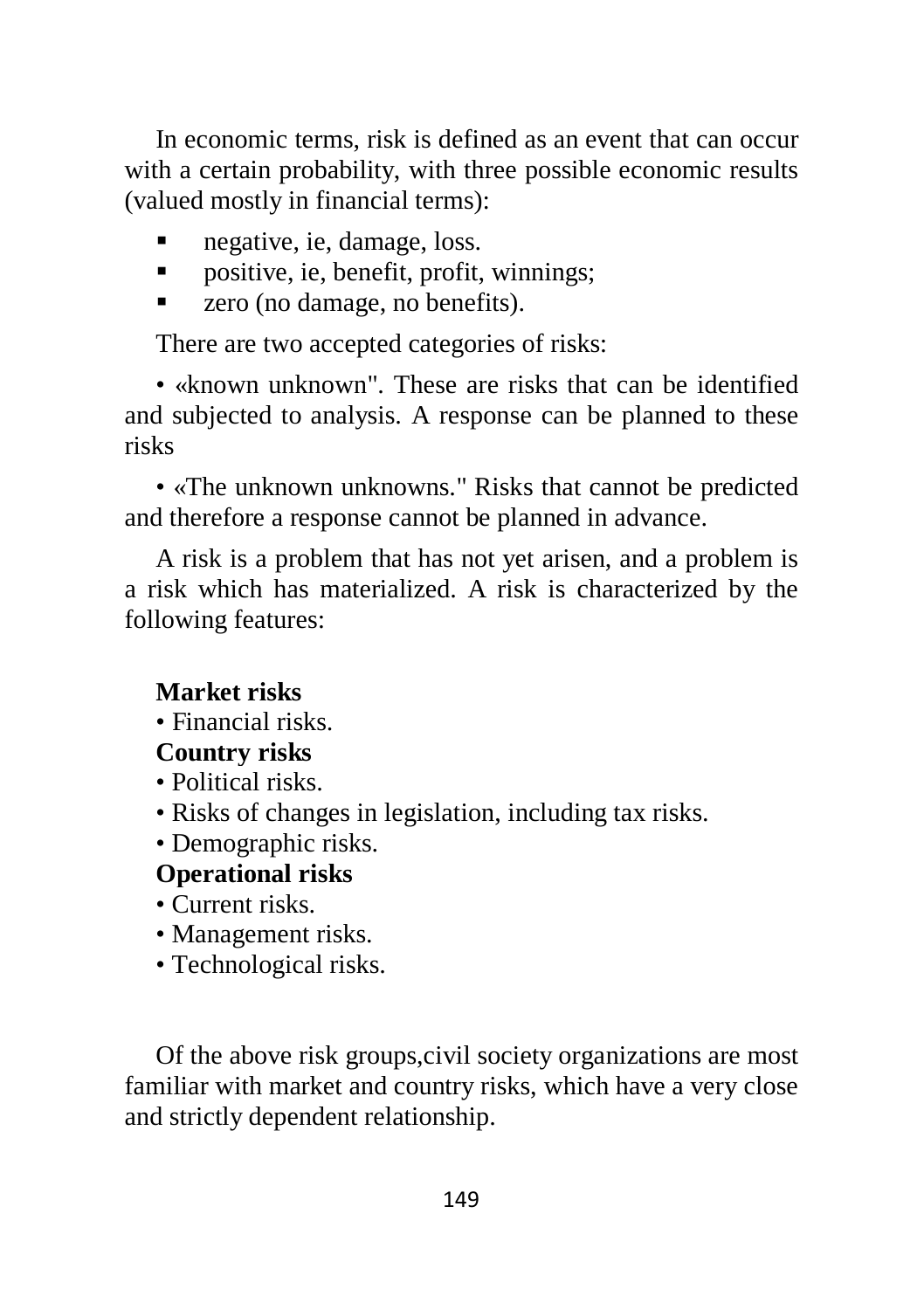In economic terms, risk is defined as an event that can occur with a certain probability, with three possible economic results (valued mostly in financial terms):

- negative, ie, damage, loss.
- positive, ie, benefit, profit, winnings;
- zero (no damage, no benefits).

There are two accepted categories of risks:

• «known unknown". These are risks that can be identified and subjected to analysis. A response can be planned to these risks

• «The unknown unknowns." Risks that cannot be predicted and therefore a response cannot be planned in advance.

A risk is a problem that has not yet arisen, and a problem is a risk which has materialized. A risk is characterized by the following features:

**Market risks**

• Financial risks.

**Country risks**

• Political risks.

• Risks of changes in legislation, including tax risks.

• Demographic risks.

**Operational risks**

• Current risks.

• Management risks.

• Technological risks.

Of the above risk groups,civil society organizations are most familiar with market and country risks, which have a very close and strictly dependent relationship.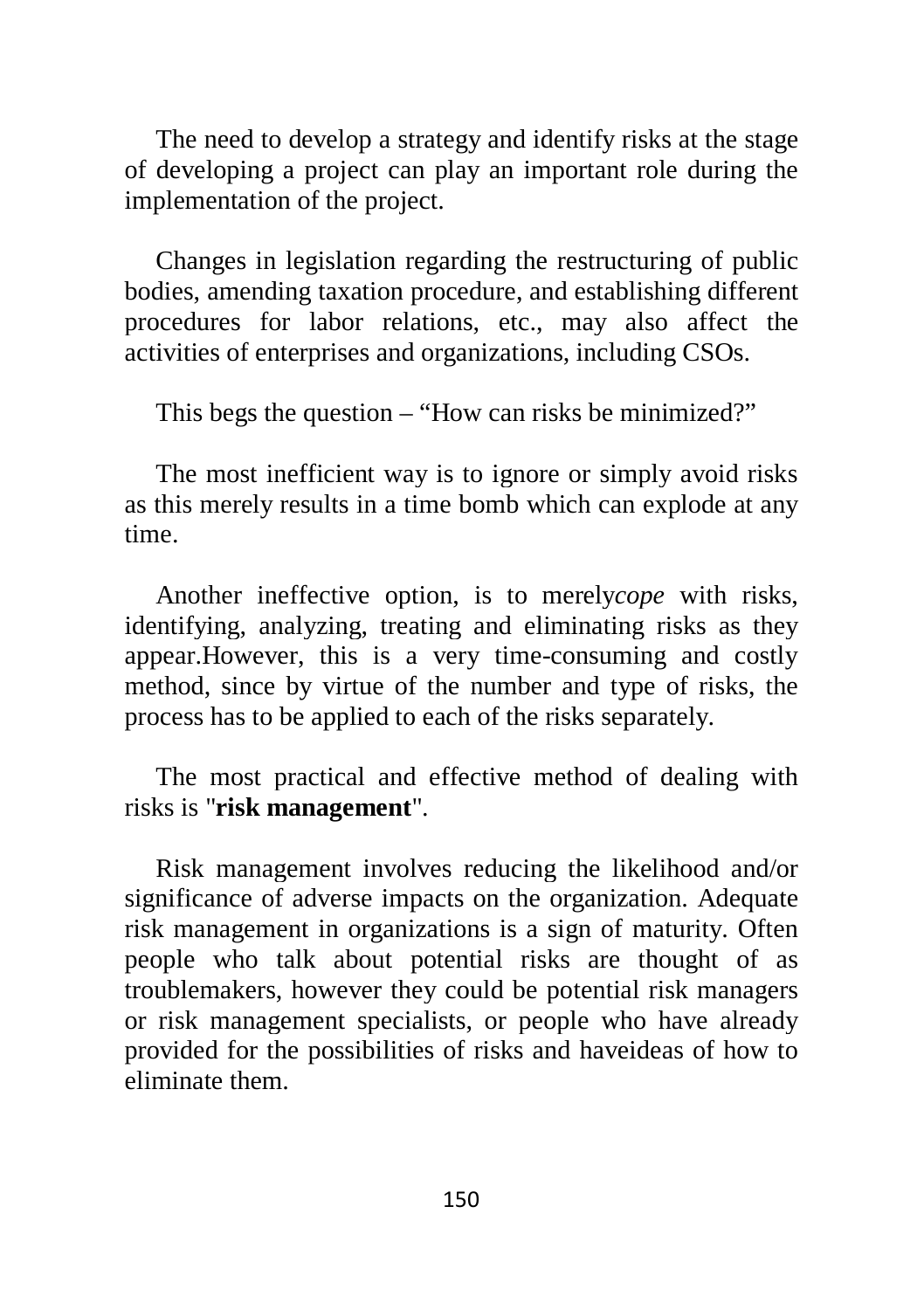The need to develop a strategy and identify risks at the stage of developing a project can play an important role during the implementation of the project.

Changes in legislation regarding the restructuring of public bodies, amending taxation procedure, and establishing different procedures for labor relations, etc., may also affect the activities of enterprises and organizations, including CSOs.

This begs the question – "How can risks be minimized?"

The most inefficient way is to ignore or simply avoid risks as this merely results in a time bomb which can explode at any time.

Another ineffective option, is to merely*cope* with risks, identifying, analyzing, treating and eliminating risks as they appear.However, this is a very time-consuming and costly method, since by virtue of the number and type of risks, the process has to be applied to each of the risks separately.

The most practical and effective method of dealing with risks is "**risk management**".

Risk management involves reducing the likelihood and/or significance of adverse impacts on the organization. Adequate risk management in organizations is a sign of maturity. Often people who talk about potential risks are thought of as troublemakers, however they could be potential risk managers or risk management specialists, or people who have already provided for the possibilities of risks and haveideas of how to eliminate them.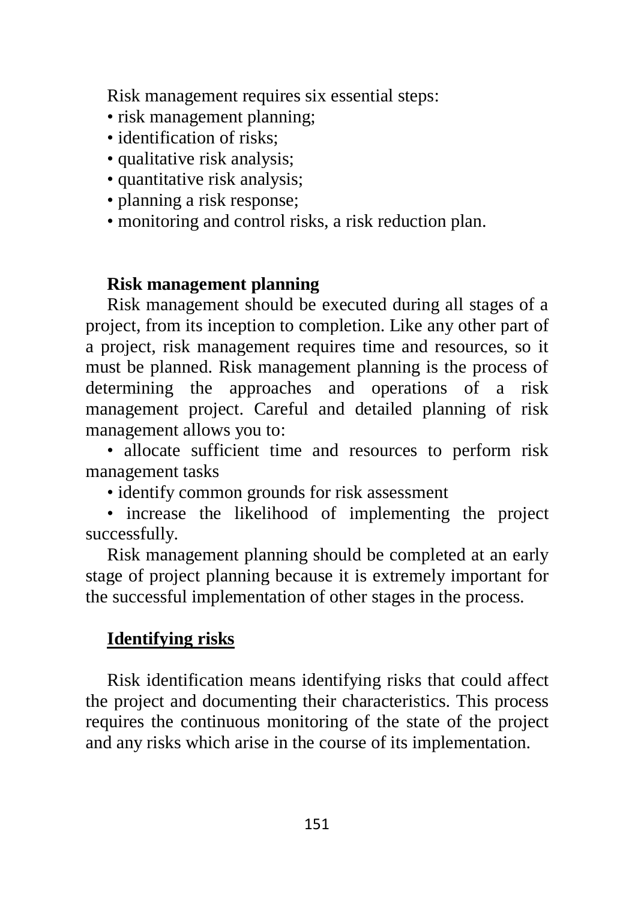Risk management requires six essential steps:

- risk management planning;
- identification of risks;
- qualitative risk analysis;
- quantitative risk analysis;
- planning a risk response;
- monitoring and control risks, a risk reduction plan.

**Risk management planning**

Risk management should be executed during all stages of a project, from its inception to completion. Like any other part of a project, risk management requires time and resources, so it must be planned. Risk management planning is the process of determining the approaches and operations of a risk management project. Careful and detailed planning of risk management allows you to:

- allocate sufficient time and resources to perform risk management tasks
- identify common grounds for risk assessment
- increase the likelihood of implementing the project successfully.

Risk management planning should be completed at an early stage of project planning because it is extremely important for the successful implementation of other stages in the process.

**Identifying risks**

Risk identification means identifying risks that could affect the project and documenting their characteristics. This process requires the continuous monitoring of the state of the project and any risks which arise in the course of its implementation.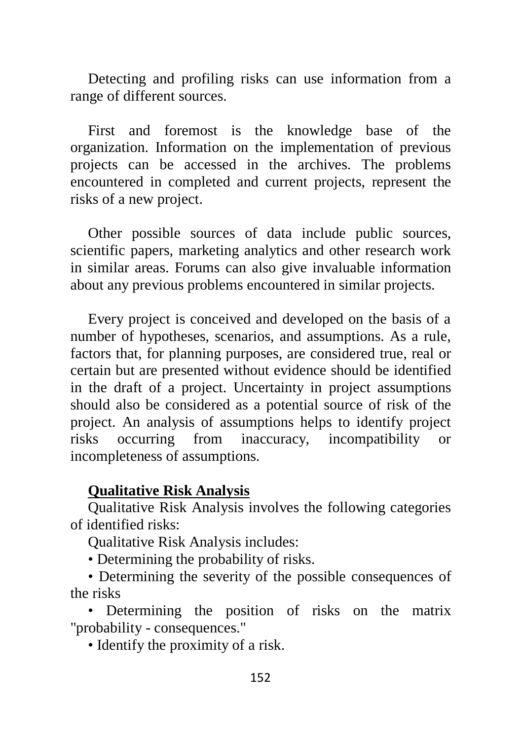Detecting and profiling risks can use information from a range of different sources.

First and foremost is the knowledge base of the organization. Information on the implementation of previous projects can be accessed in the archives. The problems encountered in completed and current projects, represent the risks of a new project.

Other possible sources of data include public sources, scientific papers, marketing analytics and other research work in similar areas. Forums can also give invaluable information about any previous problems encountered in similar projects.

Every project is conceived and developed on the basis of a number of hypotheses, scenarios, and assumptions. As a rule, factors that, for planning purposes, are considered true, real or certain but are presented without evidence should be identified in the draft of a project. Uncertainty in project assumptions should also be considered as a potential source of risk of the project. An analysis of assumptions helps to identify project risks occurring from inaccuracy, incompatibility or incompleteness of assumptions.

**Qualitative Risk Analysis**

Qualitative Risk Analysis involves the following categories of identified risks:

Qualitative Risk Analysis includes:

- Determining the probability of risks.
- Determining the severity of the possible consequences of the risks
- Determining the position of risks on the matrix "probability - consequences."
- Identify the proximity of a risk.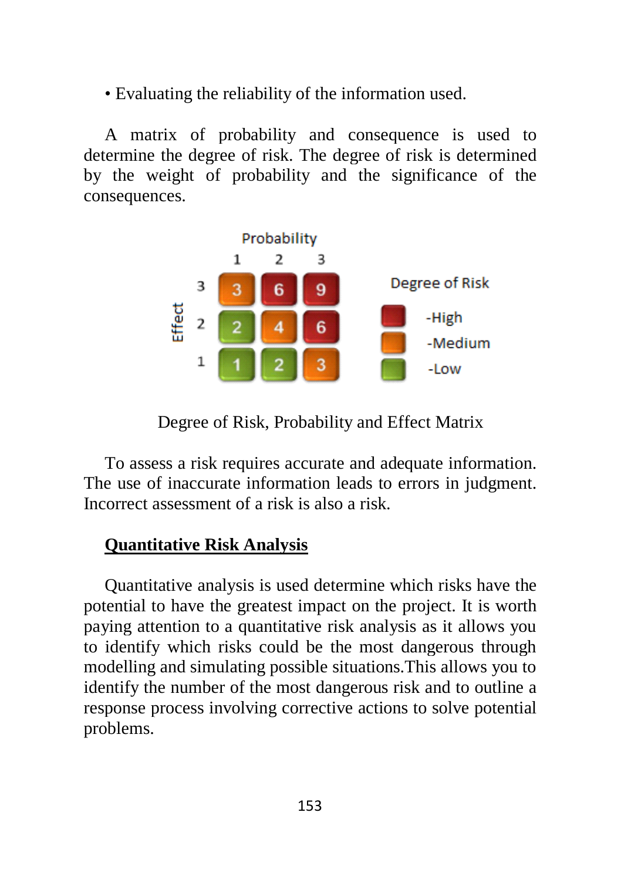• Evaluating the reliability of the information used.

A matrix of probability and consequence is used to determine the degree of risk. The degree of risk is determined by the weight of probability and the significance of the consequences.

| Effect \ Probability | 1 | 2 | 3 |
|---|---|---|---|
| 3 | 3 | 6 | 9 |
| 2 | 2 | 4 | 6 |
| 1 | 1 | 2 | 3 |

Degree of Risk
- -High
- -Medium
- -Low

Degree of Risk, Probability and Effect Matrix

To assess a risk requires accurate and adequate information. The use of inaccurate information leads to errors in judgment. Incorrect assessment of a risk is also a risk.

## Quantitative Risk Analysis

Quantitative analysis is used determine which risks have the potential to have the greatest impact on the project. It is worth paying attention to a quantitative risk analysis as it allows you to identify which risks could be the most dangerous through modelling and simulating possible situations.This allows you to identify the number of the most dangerous risk and to outline a response process involving corrective actions to solve potential problems.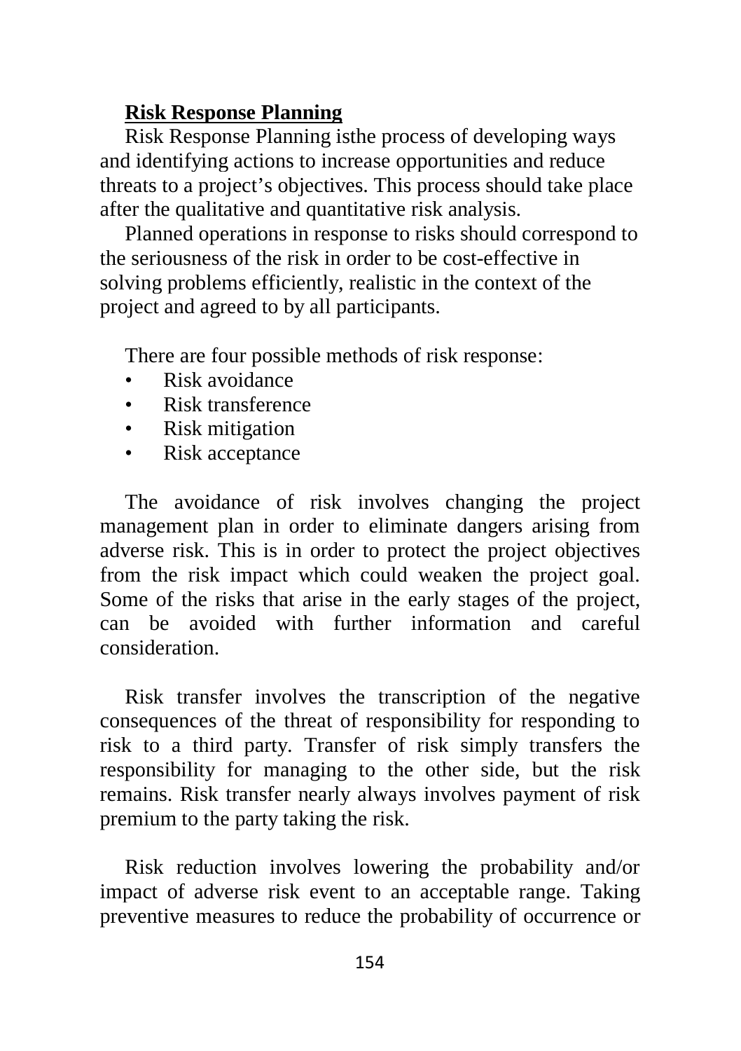**Risk Response Planning**

Risk Response Planning isthe process of developing ways and identifying actions to increase opportunities and reduce threats to a project's objectives. This process should take place after the qualitative and quantitative risk analysis.

Planned operations in response to risks should correspond to the seriousness of the risk in order to be cost-effective in solving problems efficiently, realistic in the context of the project and agreed to by all participants.

There are four possible methods of risk response:

- Risk avoidance
- Risk transference
- Risk mitigation
- Risk acceptance

The avoidance of risk involves changing the project management plan in order to eliminate dangers arising from adverse risk. This is in order to protect the project objectives from the risk impact which could weaken the project goal. Some of the risks that arise in the early stages of the project, can be avoided with further information and careful consideration.

Risk transfer involves the transcription of the negative consequences of the threat of responsibility for responding to risk to a third party. Transfer of risk simply transfers the responsibility for managing to the other side, but the risk remains. Risk transfer nearly always involves payment of risk premium to the party taking the risk.

Risk reduction involves lowering the probability and/or impact of adverse risk event to an acceptable range. Taking preventive measures to reduce the probability of occurrence or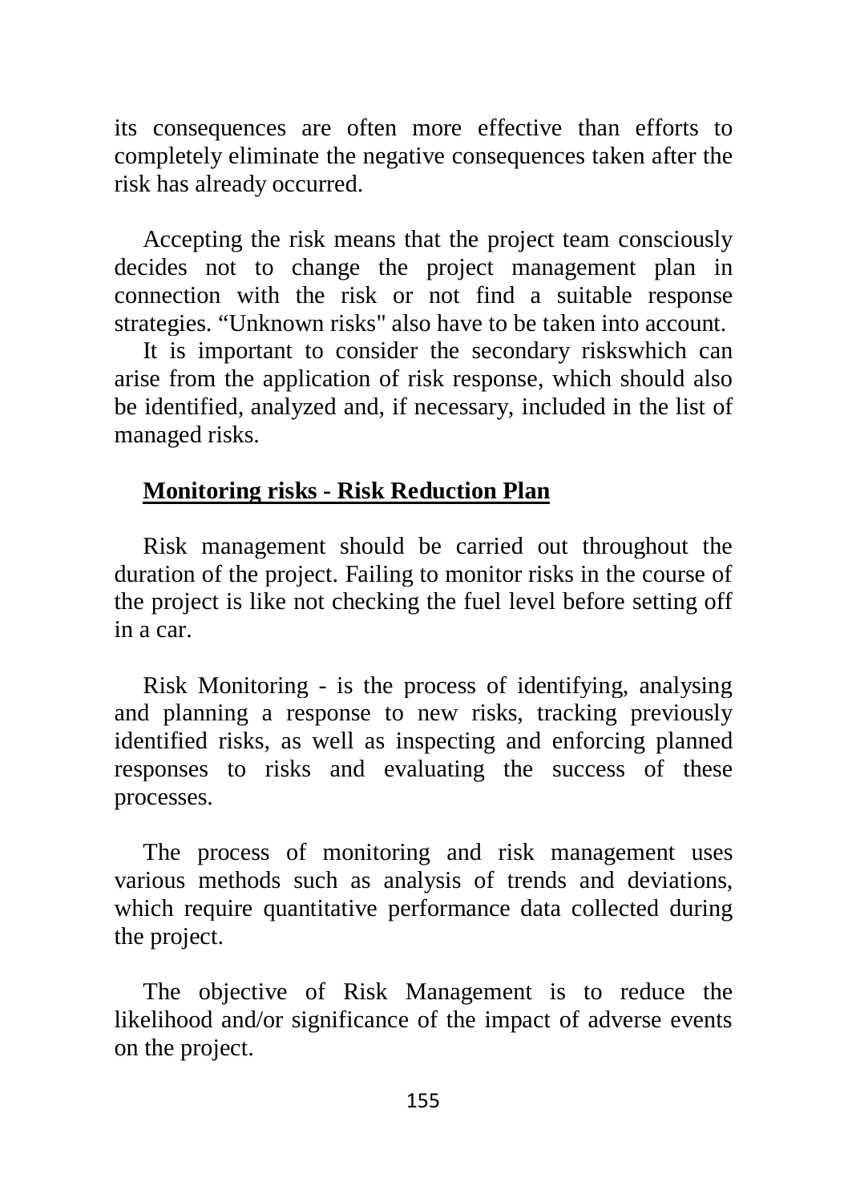its consequences are often more effective than efforts to completely eliminate the negative consequences taken after the risk has already occurred.

Accepting the risk means that the project team consciously decides not to change the project management plan in connection with the risk or not find a suitable response strategies. “Unknown risks" also have to be taken into account.

It is important to consider the secondary riskswhich can arise from the application of risk response, which should also be identified, analyzed and, if necessary, included in the list of managed risks.

## Monitoring risks - Risk Reduction Plan

Risk management should be carried out throughout the duration of the project. Failing to monitor risks in the course of the project is like not checking the fuel level before setting off in a car.

Risk Monitoring - is the process of identifying, analysing and planning a response to new risks, tracking previously identified risks, as well as inspecting and enforcing planned responses to risks and evaluating the success of these processes.

The process of monitoring and risk management uses various methods such as analysis of trends and deviations, which require quantitative performance data collected during the project.

The objective of Risk Management is to reduce the likelihood and/or significance of the impact of adverse events on the project.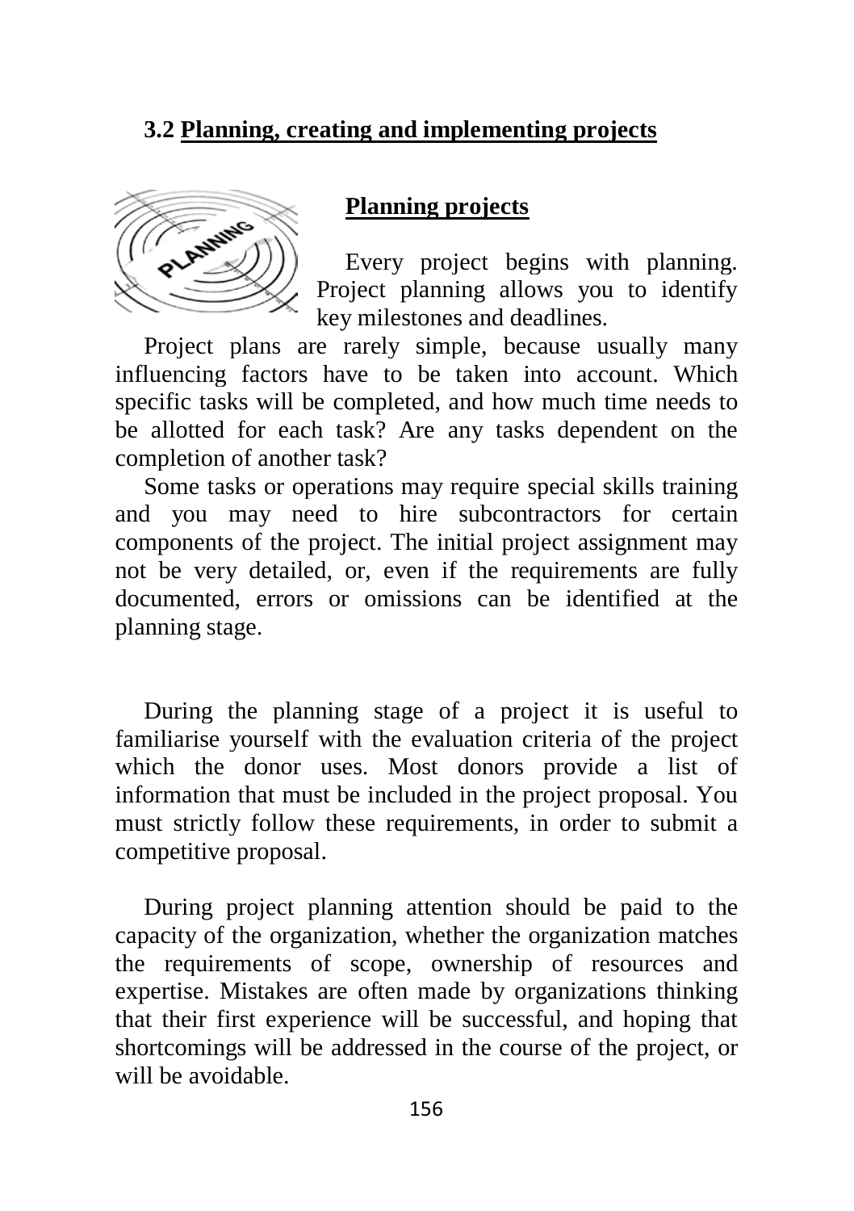## 3.2 Planning, creating and implementing projects

### Planning projects

Every project begins with planning. Project planning allows you to identify key milestones and deadlines.

Project plans are rarely simple, because usually many influencing factors have to be taken into account. Which specific tasks will be completed, and how much time needs to be allotted for each task? Are any tasks dependent on the completion of another task?

Some tasks or operations may require special skills training and you may need to hire subcontractors for certain components of the project. The initial project assignment may not be very detailed, or, even if the requirements are fully documented, errors or omissions can be identified at the planning stage.

During the planning stage of a project it is useful to familiarise yourself with the evaluation criteria of the project which the donor uses. Most donors provide a list of information that must be included in the project proposal. You must strictly follow these requirements, in order to submit a competitive proposal.

During project planning attention should be paid to the capacity of the organization, whether the organization matches the requirements of scope, ownership of resources and expertise. Mistakes are often made by organizations thinking that their first experience will be successful, and hoping that shortcomings will be addressed in the course of the project, or will be avoidable.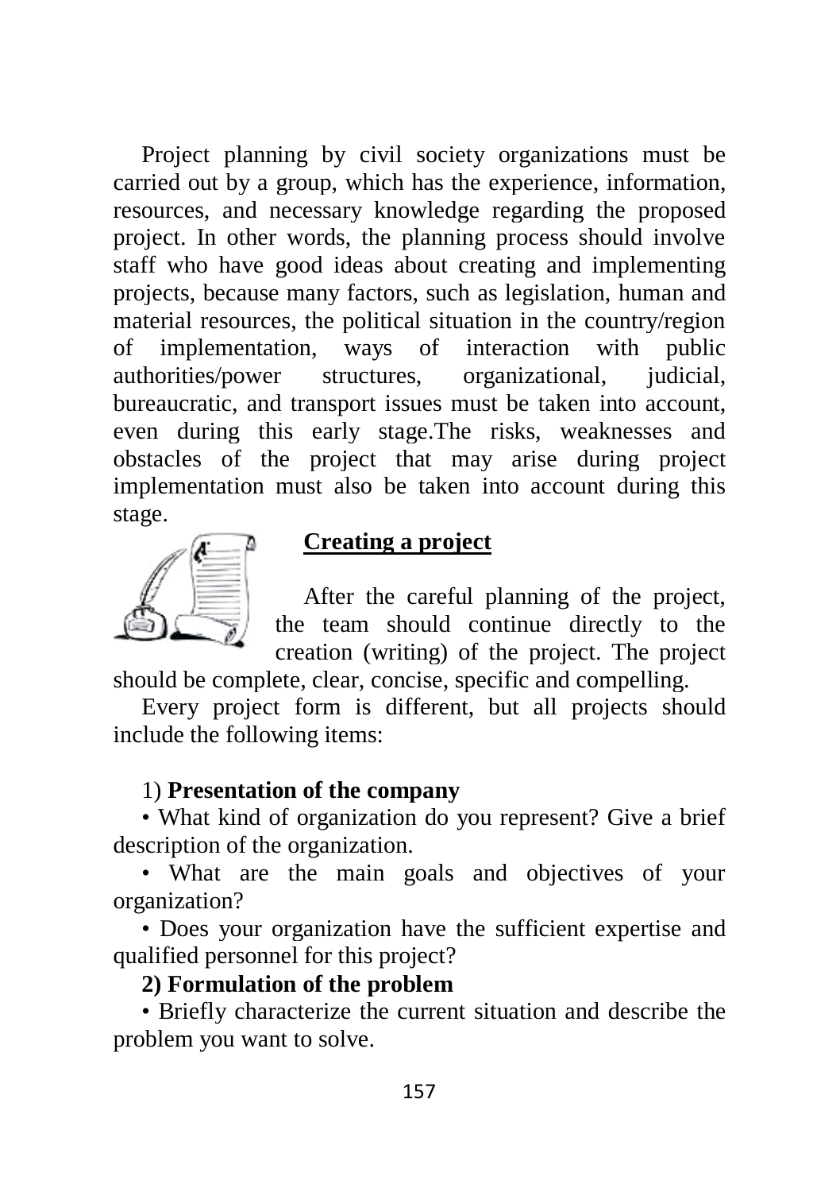Project planning by civil society organizations must be carried out by a group, which has the experience, information, resources, and necessary knowledge regarding the proposed project. In other words, the planning process should involve staff who have good ideas about creating and implementing projects, because many factors, such as legislation, human and material resources, the political situation in the country/region of implementation, ways of interaction with public authorities/power structures, organizational, judicial, bureaucratic, and transport issues must be taken into account, even during this early stage.The risks, weaknesses and obstacles of the project that may arise during project implementation must also be taken into account during this stage.

## Creating a project

After the careful planning of the project, the team should continue directly to the creation (writing) of the project. The project should be complete, clear, concise, specific and compelling.

Every project form is different, but all projects should include the following items:

1) **Presentation of the company**

• What kind of organization do you represent? Give a brief description of the organization.

• What are the main goals and objectives of your organization?

• Does your organization have the sufficient expertise and qualified personnel for this project?

**2) Formulation of the problem**

• Briefly characterize the current situation and describe the problem you want to solve.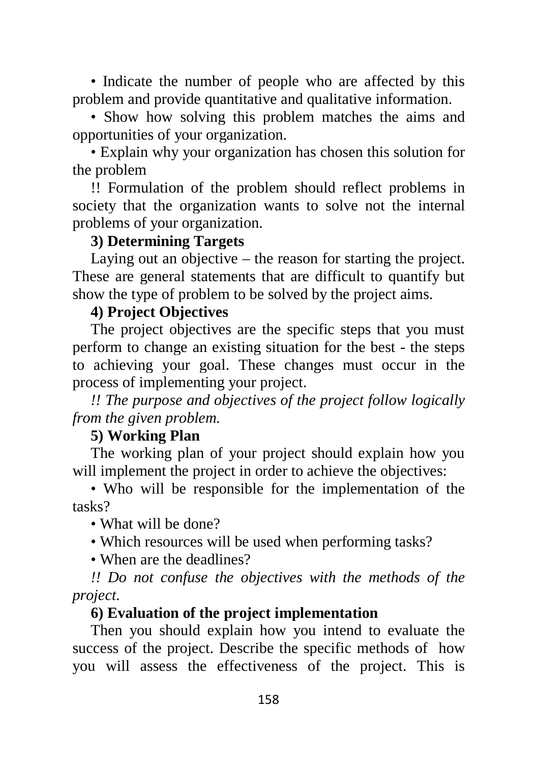• Indicate the number of people who are affected by this problem and provide quantitative and qualitative information.

• Show how solving this problem matches the aims and opportunities of your organization.

• Explain why your organization has chosen this solution for the problem

!! Formulation of the problem should reflect problems in society that the organization wants to solve not the internal problems of your organization.

**3) Determining Targets**

Laying out an objective – the reason for starting the project. These are general statements that are difficult to quantify but show the type of problem to be solved by the project aims.

**4) Project Objectives**

The project objectives are the specific steps that you must perform to change an existing situation for the best - the steps to achieving your goal. These changes must occur in the process of implementing your project.

*!! The purpose and objectives of the project follow logically from the given problem.*

**5) Working Plan**

The working plan of your project should explain how you will implement the project in order to achieve the objectives:

• Who will be responsible for the implementation of the tasks?

• What will be done?

• Which resources will be used when performing tasks?

• When are the deadlines?

*!! Do not confuse the objectives with the methods of the project.*

**6) Evaluation of the project implementation**

Then you should explain how you intend to evaluate the success of the project. Describe the specific methods of how you will assess the effectiveness of the project. This is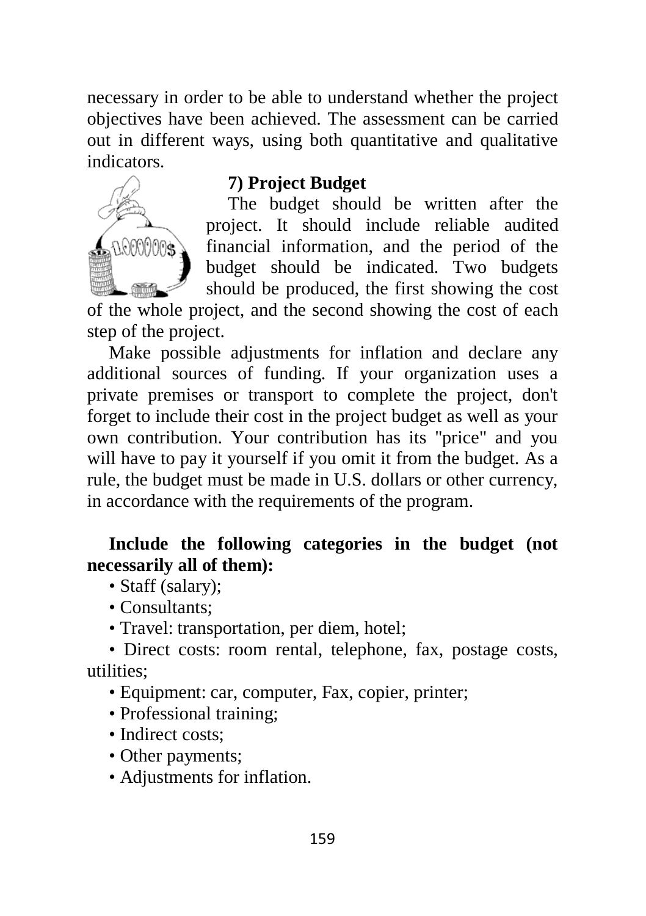necessary in order to be able to understand whether the project objectives have been achieved. The assessment can be carried out in different ways, using both quantitative and qualitative indicators.

### 7) Project Budget

The budget should be written after the project. It should include reliable audited financial information, and the period of the budget should be indicated. Two budgets should be produced, the first showing the cost of the whole project, and the second showing the cost of each step of the project.

Make possible adjustments for inflation and declare any additional sources of funding. If your organization uses a private premises or transport to complete the project, don't forget to include their cost in the project budget as well as your own contribution. Your contribution has its "price" and you will have to pay it yourself if you omit it from the budget. As a rule, the budget must be made in U.S. dollars or other currency, in accordance with the requirements of the program.

**Include the following categories in the budget (not necessarily all of them):**

- Staff (salary);
- Consultants;
- Travel: transportation, per diem, hotel;
- Direct costs: room rental, telephone, fax, postage costs, utilities;
- Equipment: car, computer, Fax, copier, printer;
- Professional training;
- Indirect costs;
- Other payments;
- Adjustments for inflation.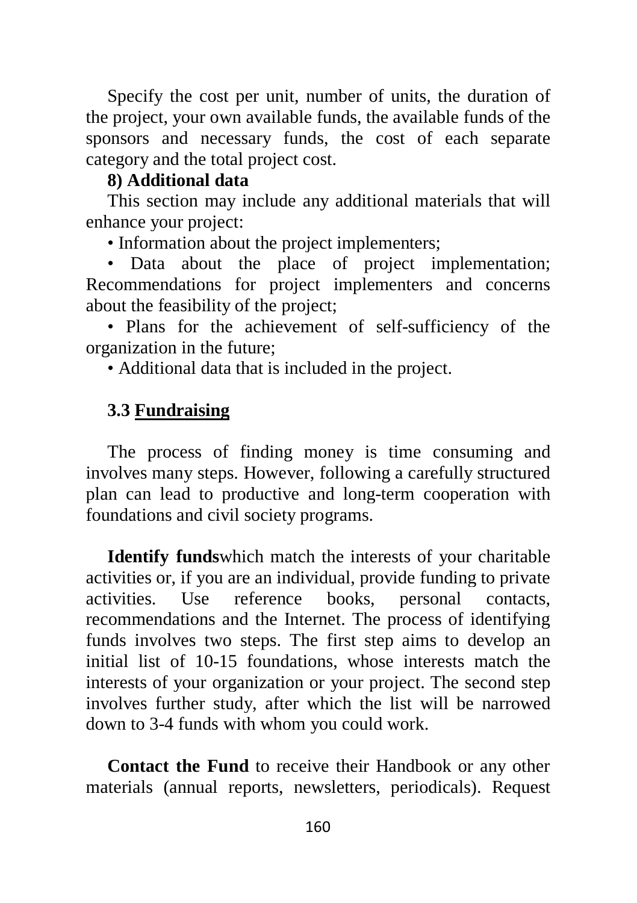Specify the cost per unit, number of units, the duration of the project, your own available funds, the available funds of the sponsors and necessary funds, the cost of each separate category and the total project cost.

**8) Additional data**

This section may include any additional materials that will enhance your project:

- Information about the project implementers;
- Data about the place of project implementation; Recommendations for project implementers and concerns about the feasibility of the project;
- Plans for the achievement of self-sufficiency of the organization in the future;
- Additional data that is included in the project.

### 3.3 Fundraising

The process of finding money is time consuming and involves many steps. However, following a carefully structured plan can lead to productive and long-term cooperation with foundations and civil society programs.

**Identify funds**which match the interests of your charitable activities or, if you are an individual, provide funding to private activities. Use reference books, personal contacts, recommendations and the Internet. The process of identifying funds involves two steps. The first step aims to develop an initial list of 10-15 foundations, whose interests match the interests of your organization or your project. The second step involves further study, after which the list will be narrowed down to 3-4 funds with whom you could work.

**Contact the Fund** to receive their Handbook or any other materials (annual reports, newsletters, periodicals). Request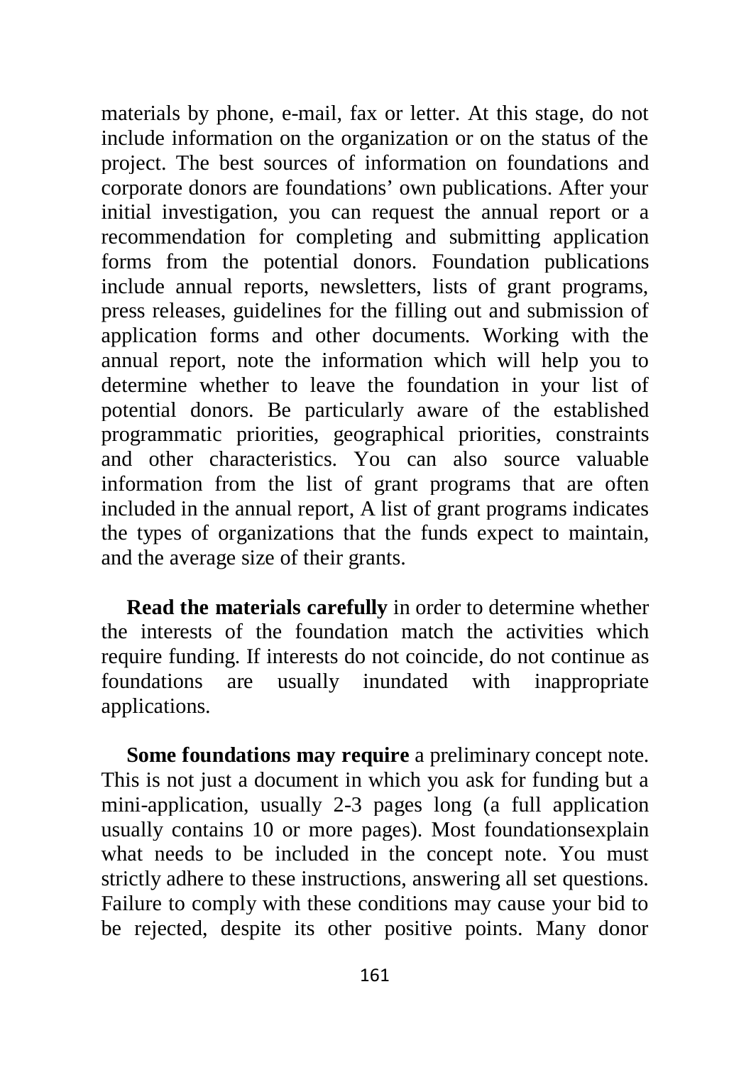materials by phone, e-mail, fax or letter. At this stage, do not include information on the organization or on the status of the project. The best sources of information on foundations and corporate donors are foundations' own publications. After your initial investigation, you can request the annual report or a recommendation for completing and submitting application forms from the potential donors. Foundation publications include annual reports, newsletters, lists of grant programs, press releases, guidelines for the filling out and submission of application forms and other documents. Working with the annual report, note the information which will help you to determine whether to leave the foundation in your list of potential donors. Be particularly aware of the established programmatic priorities, geographical priorities, constraints and other characteristics. You can also source valuable information from the list of grant programs that are often included in the annual report, A list of grant programs indicates the types of organizations that the funds expect to maintain, and the average size of their grants.

**Read the materials carefully** in order to determine whether the interests of the foundation match the activities which require funding. If interests do not coincide, do not continue as foundations are usually inundated with inappropriate applications.

**Some foundations may require** a preliminary concept note. This is not just a document in which you ask for funding but a mini-application, usually 2-3 pages long (a full application usually contains 10 or more pages). Most foundationsexplain what needs to be included in the concept note. You must strictly adhere to these instructions, answering all set questions. Failure to comply with these conditions may cause your bid to be rejected, despite its other positive points. Many donor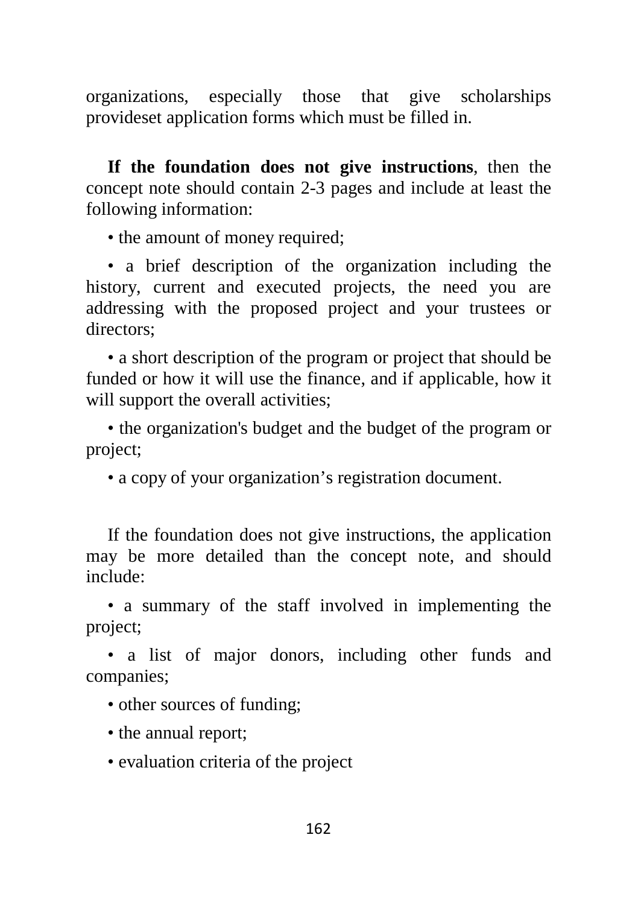organizations, especially those that give scholarships provideset application forms which must be filled in.

**If the foundation does not give instructions**, then the concept note should contain 2-3 pages and include at least the following information:

• the amount of money required;

• a brief description of the organization including the history, current and executed projects, the need you are addressing with the proposed project and your trustees or directors;

• a short description of the program or project that should be funded or how it will use the finance, and if applicable, how it will support the overall activities;

• the organization's budget and the budget of the program or project;

• a copy of your organization’s registration document.

If the foundation does not give instructions, the application may be more detailed than the concept note, and should include:

• a summary of the staff involved in implementing the project;

• a list of major donors, including other funds and companies;

• other sources of funding;

• the annual report;

• evaluation criteria of the project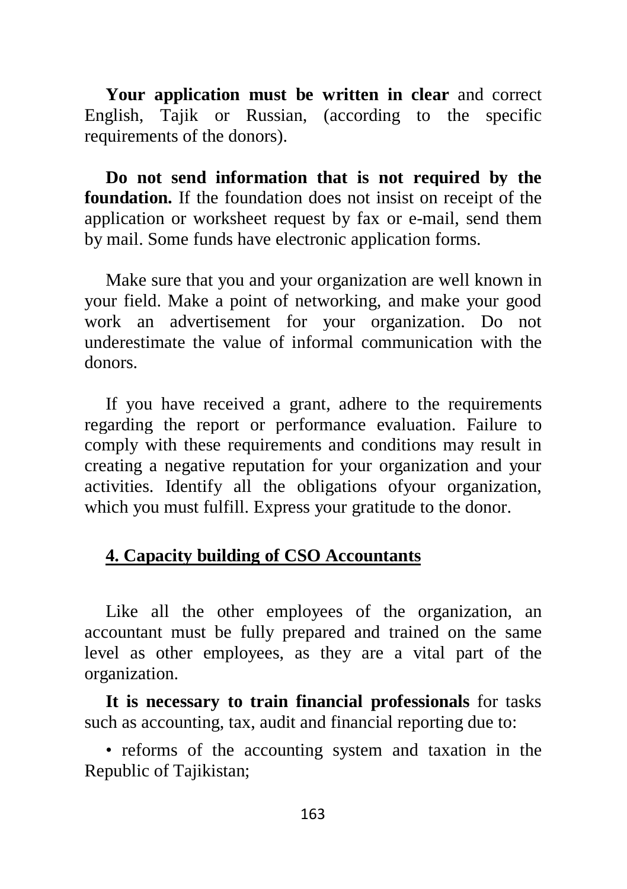**Your application must be written in clear** and correct English, Tajik or Russian, (according to the specific requirements of the donors).

**Do not send information that is not required by the foundation.** If the foundation does not insist on receipt of the application or worksheet request by fax or e-mail, send them by mail. Some funds have electronic application forms.

Make sure that you and your organization are well known in your field. Make a point of networking, and make your good work an advertisement for your organization. Do not underestimate the value of informal communication with the donors.

If you have received a grant, adhere to the requirements regarding the report or performance evaluation. Failure to comply with these requirements and conditions may result in creating a negative reputation for your organization and your activities. Identify all the obligations ofyour organization, which you must fulfill. Express your gratitude to the donor.

## 4. Capacity building of CSO Accountants

Like all the other employees of the organization, an accountant must be fully prepared and trained on the same level as other employees, as they are a vital part of the organization.

**It is necessary to train financial professionals** for tasks such as accounting, tax, audit and financial reporting due to:

- reforms of the accounting system and taxation in the Republic of Tajikistan;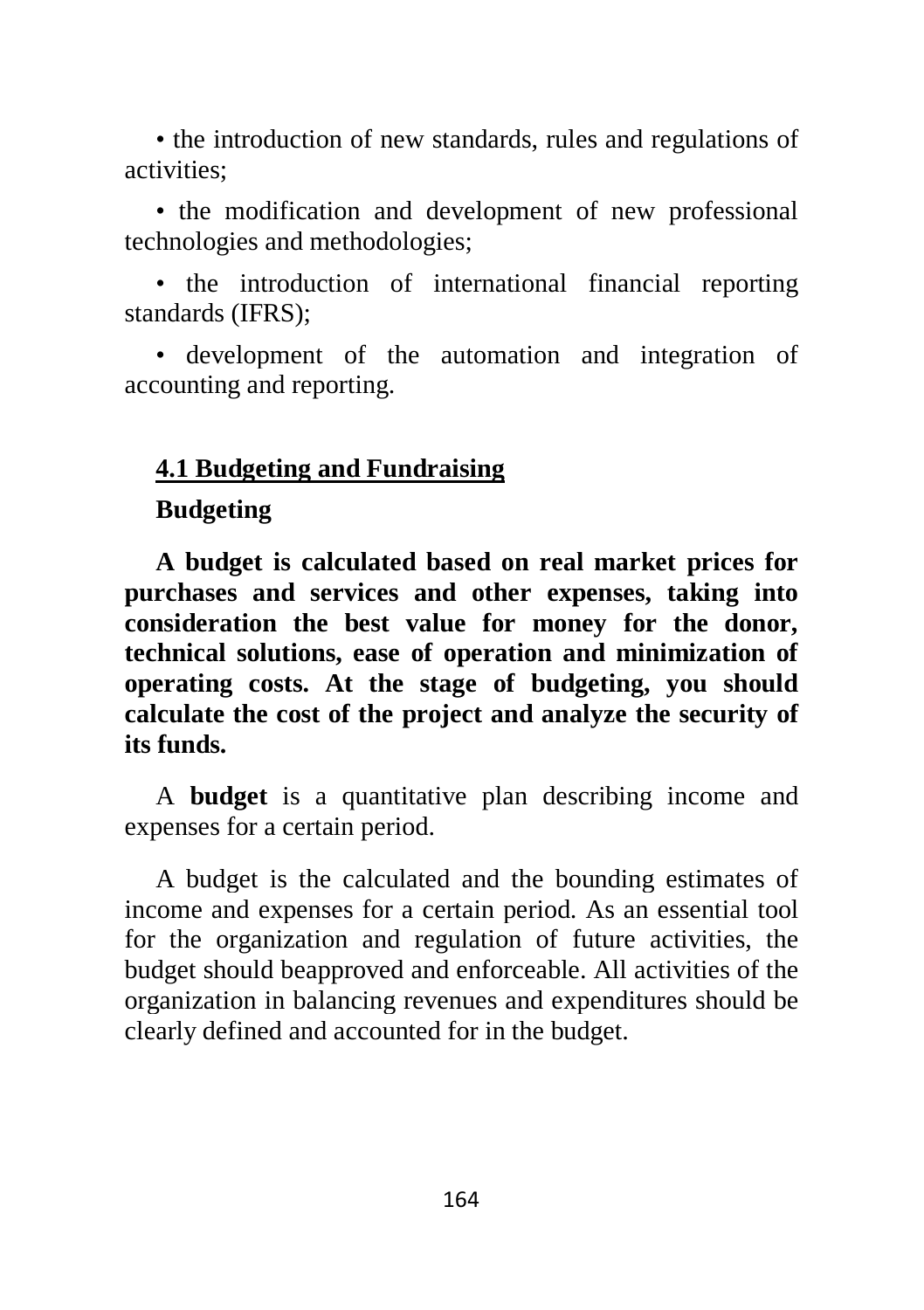- the introduction of new standards, rules and regulations of activities;
- the modification and development of new professional technologies and methodologies;
- the introduction of international financial reporting standards (IFRS);
- development of the automation and integration of accounting and reporting.

## 4.1 Budgeting and Fundraising

### Budgeting

**A budget is calculated based on real market prices for purchases and services and other expenses, taking into consideration the best value for money for the donor, technical solutions, ease of operation and minimization of operating costs. At the stage of budgeting, you should calculate the cost of the project and analyze the security of its funds.**

A **budget** is a quantitative plan describing income and expenses for a certain period.

A budget is the calculated and the bounding estimates of income and expenses for a certain period. As an essential tool for the organization and regulation of future activities, the budget should beapproved and enforceable. All activities of the organization in balancing revenues and expenditures should be clearly defined and accounted for in the budget.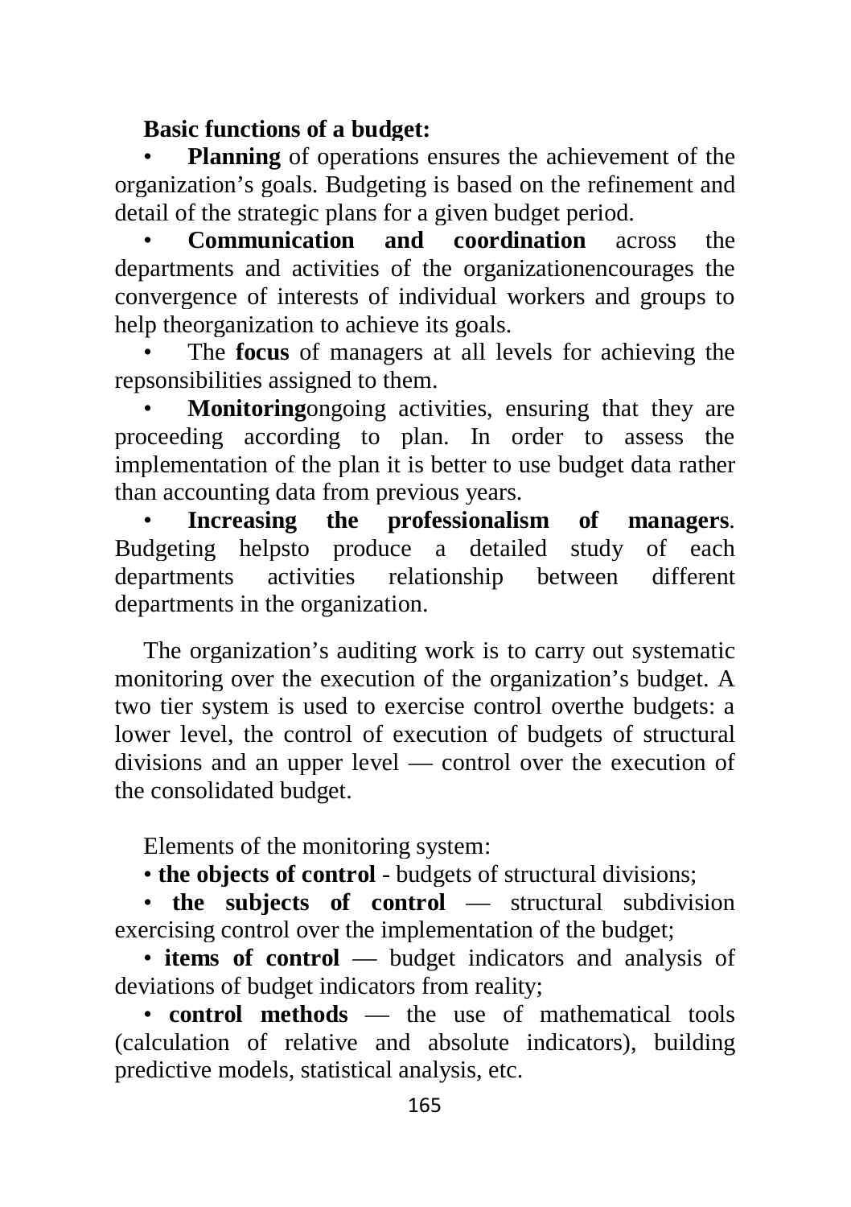**Basic functions of a budget:**

- **Planning** of operations ensures the achievement of the organization's goals. Budgeting is based on the refinement and detail of the strategic plans for a given budget period.
- **Communication and coordination** across the departments and activities of the organizationencourages the convergence of interests of individual workers and groups to help theorganization to achieve its goals.
- The **focus** of managers at all levels for achieving the repsonsibilities assigned to them.
- **Monitoring**ongoing activities, ensuring that they are proceeding according to plan. In order to assess the implementation of the plan it is better to use budget data rather than accounting data from previous years.
- **Increasing the professionalism of managers**. Budgeting helpsto produce a detailed study of each departments activities relationship between different departments in the organization.

The organization's auditing work is to carry out systematic monitoring over the execution of the organization's budget. A two tier system is used to exercise control overthe budgets: a lower level, the control of execution of budgets of structural divisions and an upper level — control over the execution of the consolidated budget.

Elements of the monitoring system:

- **the objects of control** - budgets of structural divisions;
- **the subjects of control** — structural subdivision exercising control over the implementation of the budget;
- **items of control** — budget indicators and analysis of deviations of budget indicators from reality;
- **control methods** — the use of mathematical tools (calculation of relative and absolute indicators), building predictive models, statistical analysis, etc.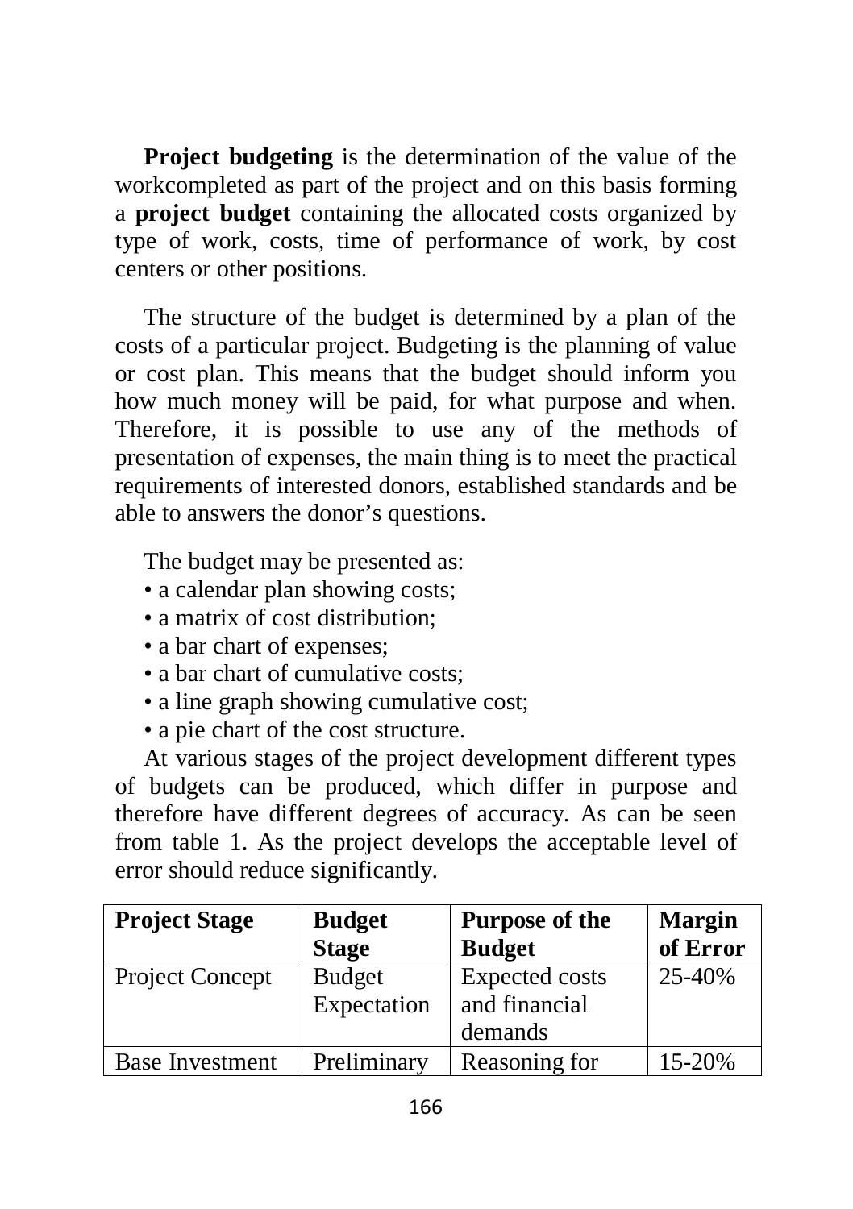**Project budgeting** is the determination of the value of the workcompleted as part of the project and on this basis forming a **project budget** containing the allocated costs organized by type of work, costs, time of performance of work, by cost centers or other positions.

The structure of the budget is determined by a plan of the costs of a particular project. Budgeting is the planning of value or cost plan. This means that the budget should inform you how much money will be paid, for what purpose and when. Therefore, it is possible to use any of the methods of presentation of expenses, the main thing is to meet the practical requirements of interested donors, established standards and be able to answers the donor's questions.

The budget may be presented as:

- a calendar plan showing costs;
- a matrix of cost distribution;
- a bar chart of expenses;
- a bar chart of cumulative costs;
- a line graph showing cumulative cost;
- a pie chart of the cost structure.

At various stages of the project development different types of budgets can be produced, which differ in purpose and therefore have different degrees of accuracy. As can be seen from table 1. As the project develops the acceptable level of error should reduce significantly.

| **Project Stage** | **Budget Stage** | **Purpose of the Budget** | **Margin of Error** |
|---|---|---|---|
| Project Concept | Budget Expectation | Expected costs and financial demands | 25-40% |
| Base Investment | Preliminary | Reasoning for | 15-20% |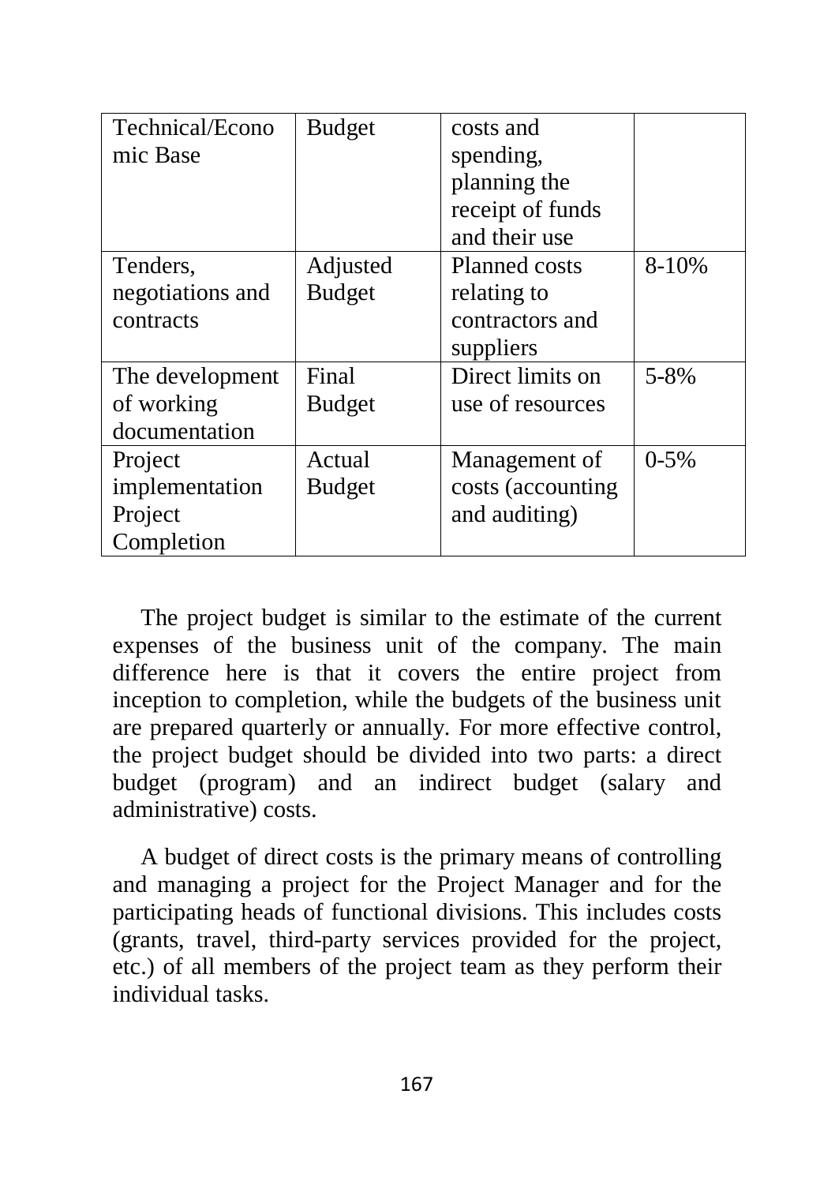| Technical/Economic Base | Budget | costs and spending, planning the receipt of funds and their use | |
|---|---|---|---|
| Tenders, negotiations and contracts | Adjusted Budget | Planned costs relating to contractors and suppliers | 8-10% |
| The development of working documentation | Final Budget | Direct limits on use of resources | 5-8% |
| Project implementation Project Completion | Actual Budget | Management of costs (accounting and auditing) | 0-5% |

The project budget is similar to the estimate of the current expenses of the business unit of the company. The main difference here is that it covers the entire project from inception to completion, while the budgets of the business unit are prepared quarterly or annually. For more effective control, the project budget should be divided into two parts: a direct budget (program) and an indirect budget (salary and administrative) costs.

A budget of direct costs is the primary means of controlling and managing a project for the Project Manager and for the participating heads of functional divisions. This includes costs (grants, travel, third-party services provided for the project, etc.) of all members of the project team as they perform their individual tasks.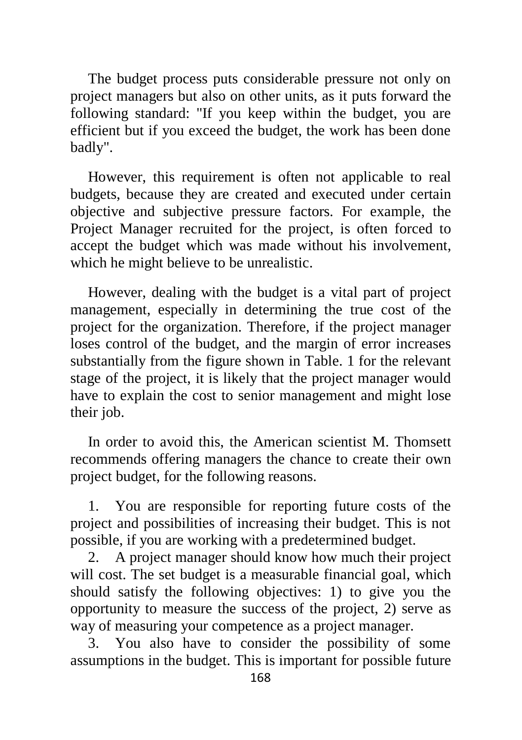The budget process puts considerable pressure not only on project managers but also on other units, as it puts forward the following standard: "If you keep within the budget, you are efficient but if you exceed the budget, the work has been done badly".

However, this requirement is often not applicable to real budgets, because they are created and executed under certain objective and subjective pressure factors. For example, the Project Manager recruited for the project, is often forced to accept the budget which was made without his involvement, which he might believe to be unrealistic.

However, dealing with the budget is a vital part of project management, especially in determining the true cost of the project for the organization. Therefore, if the project manager loses control of the budget, and the margin of error increases substantially from the figure shown in Table. 1 for the relevant stage of the project, it is likely that the project manager would have to explain the cost to senior management and might lose their job.

In order to avoid this, the American scientist M. Thomsett recommends offering managers the chance to create their own project budget, for the following reasons.

1. You are responsible for reporting future costs of the project and possibilities of increasing their budget. This is not possible, if you are working with a predetermined budget.
2. A project manager should know how much their project will cost. The set budget is a measurable financial goal, which should satisfy the following objectives: 1) to give you the opportunity to measure the success of the project, 2) serve as way of measuring your competence as a project manager.
3. You also have to consider the possibility of some assumptions in the budget. This is important for possible future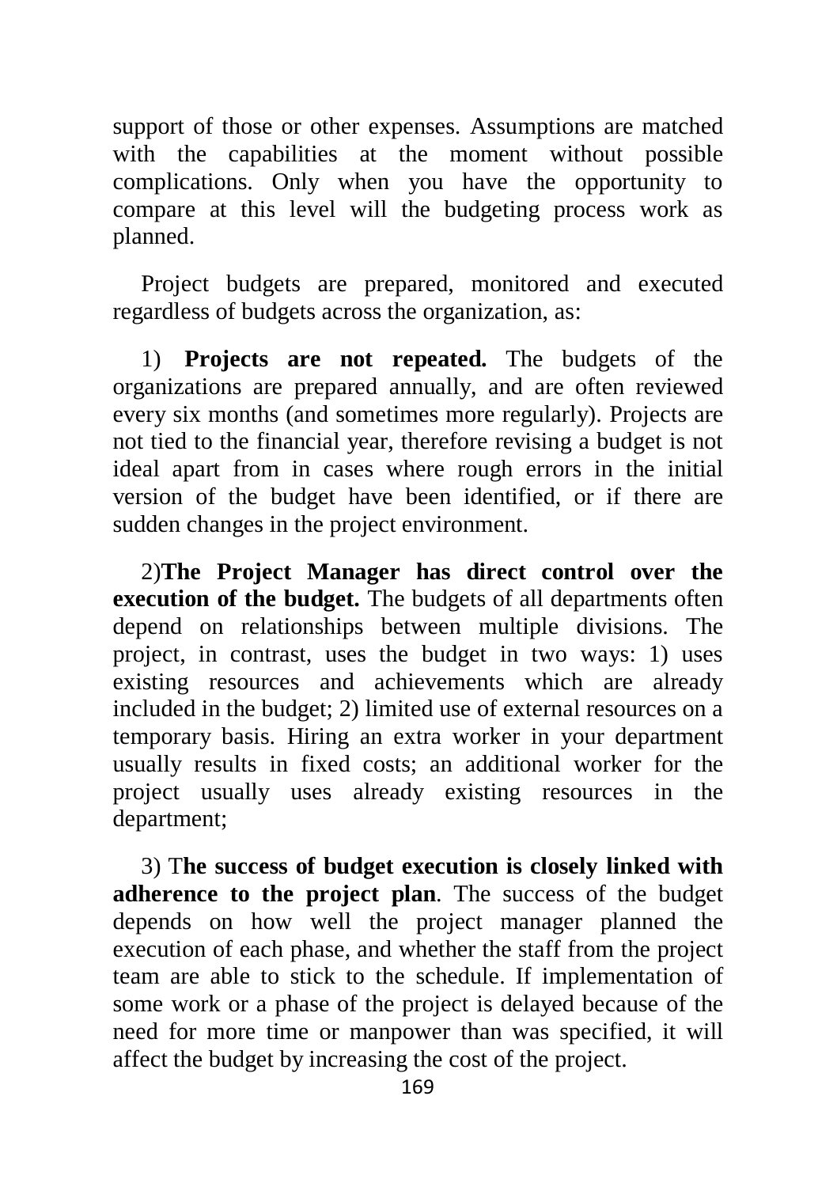support of those or other expenses. Assumptions are matched with the capabilities at the moment without possible complications. Only when you have the opportunity to compare at this level will the budgeting process work as planned.

Project budgets are prepared, monitored and executed regardless of budgets across the organization, as:

1) **Projects are not repeated.** The budgets of the organizations are prepared annually, and are often reviewed every six months (and sometimes more regularly). Projects are not tied to the financial year, therefore revising a budget is not ideal apart from in cases where rough errors in the initial version of the budget have been identified, or if there are sudden changes in the project environment.

2)**The Project Manager has direct control over the execution of the budget.** The budgets of all departments often depend on relationships between multiple divisions. The project, in contrast, uses the budget in two ways: 1) uses existing resources and achievements which are already included in the budget; 2) limited use of external resources on a temporary basis. Hiring an extra worker in your department usually results in fixed costs; an additional worker for the project usually uses already existing resources in the department;

3) T**he success of budget execution is closely linked with adherence to the project plan**. The success of the budget depends on how well the project manager planned the execution of each phase, and whether the staff from the project team are able to stick to the schedule. If implementation of some work or a phase of the project is delayed because of the need for more time or manpower than was specified, it will affect the budget by increasing the cost of the project.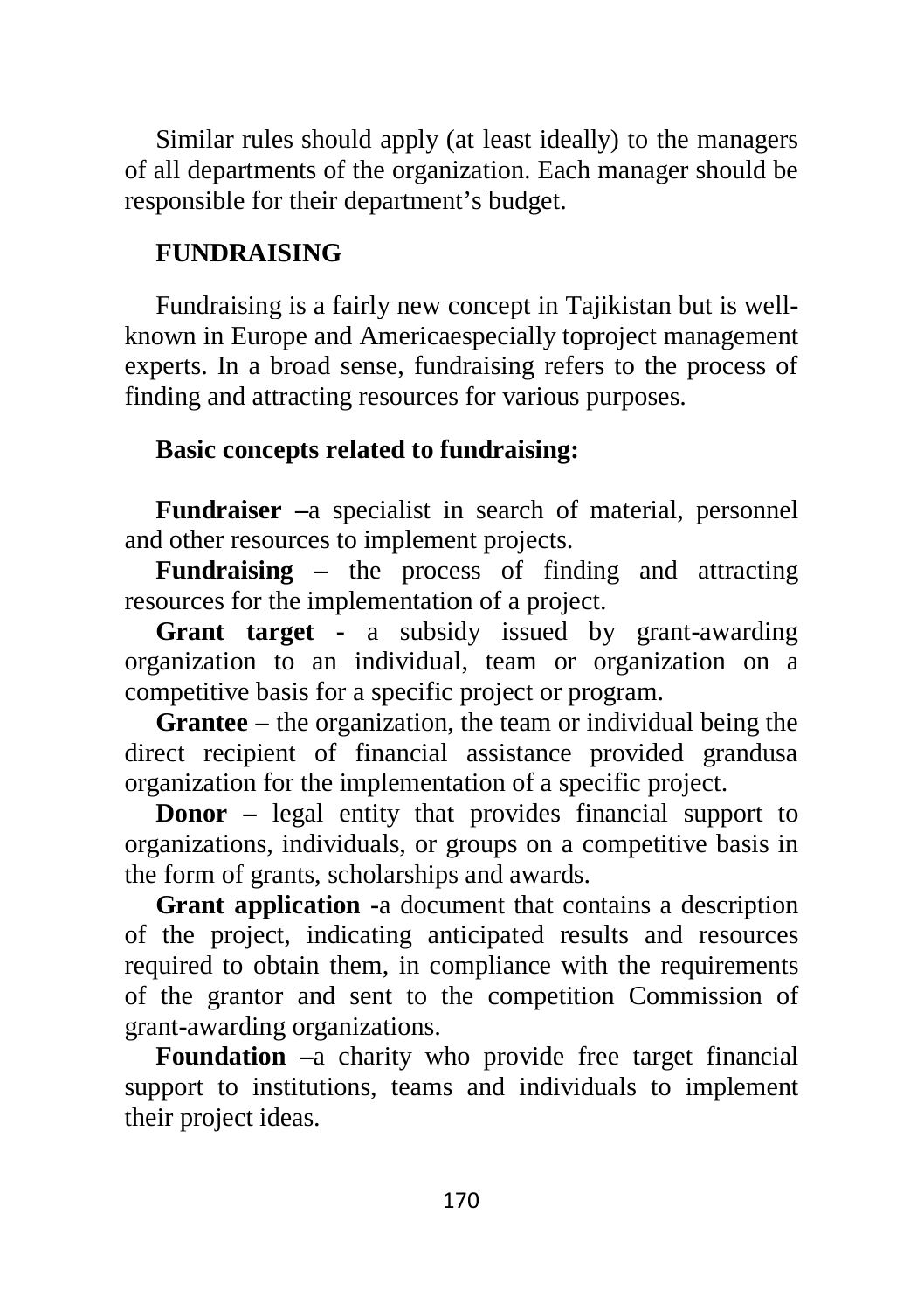Similar rules should apply (at least ideally) to the managers of all departments of the organization. Each manager should be responsible for their department's budget.

## FUNDRAISING

Fundraising is a fairly new concept in Tajikistan but is well-known in Europe and Americaespecially toproject management experts. In a broad sense, fundraising refers to the process of finding and attracting resources for various purposes.

### Basic concepts related to fundraising:

**Fundraiser –**a specialist in search of material, personnel and other resources to implement projects.

**Fundraising –** the process of finding and attracting resources for the implementation of a project.

**Grant target -** a subsidy issued by grant-awarding organization to an individual, team or organization on a competitive basis for a specific project or program.

**Grantee –** the organization, the team or individual being the direct recipient of financial assistance provided grandusa organization for the implementation of a specific project.

**Donor –** legal entity that provides financial support to organizations, individuals, or groups on a competitive basis in the form of grants, scholarships and awards.

**Grant application -**a document that contains a description of the project, indicating anticipated results and resources required to obtain them, in compliance with the requirements of the grantor and sent to the competition Commission of grant-awarding organizations.

**Foundation –**a charity who provide free target financial support to institutions, teams and individuals to implement their project ideas.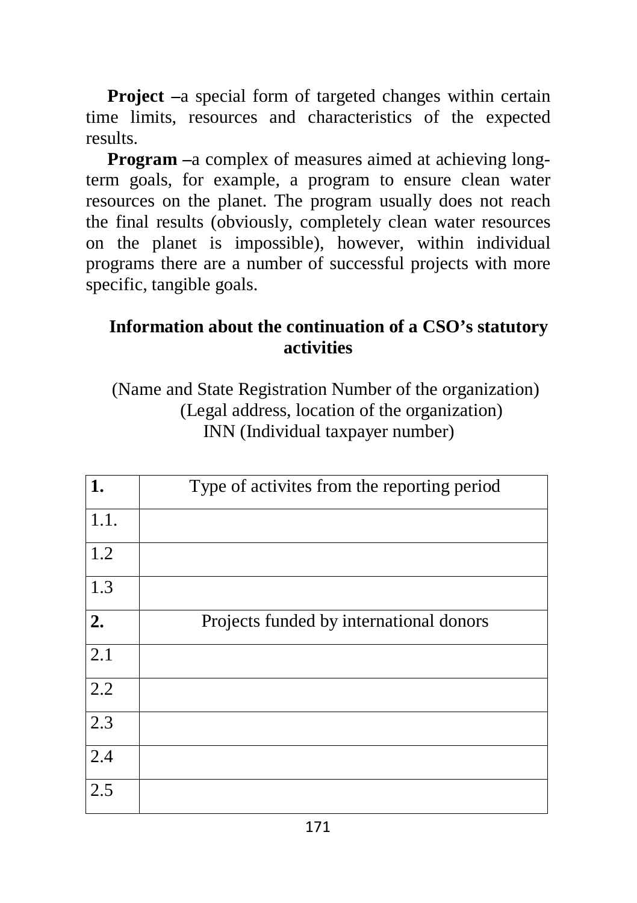**Project –**a special form of targeted changes within certain time limits, resources and characteristics of the expected results.

**Program –**a complex of measures aimed at achieving long-term goals, for example, a program to ensure clean water resources on the planet. The program usually does not reach the final results (obviously, completely clean water resources on the planet is impossible), however, within individual programs there are a number of successful projects with more specific, tangible goals.

## Information about the continuation of a CSO's statutory activities

(Name and State Registration Number of the organization)
(Legal address, location of the organization)
INN (Individual taxpayer number)

| **1.** | Type of activites from the reporting period |
|---|---|
| 1.1. | |
| 1.2 | |
| 1.3 | |
| **2.** | Projects funded by international donors |
| 2.1 | |
| 2.2 | |
| 2.3 | |
| 2.4 | |
| 2.5 | |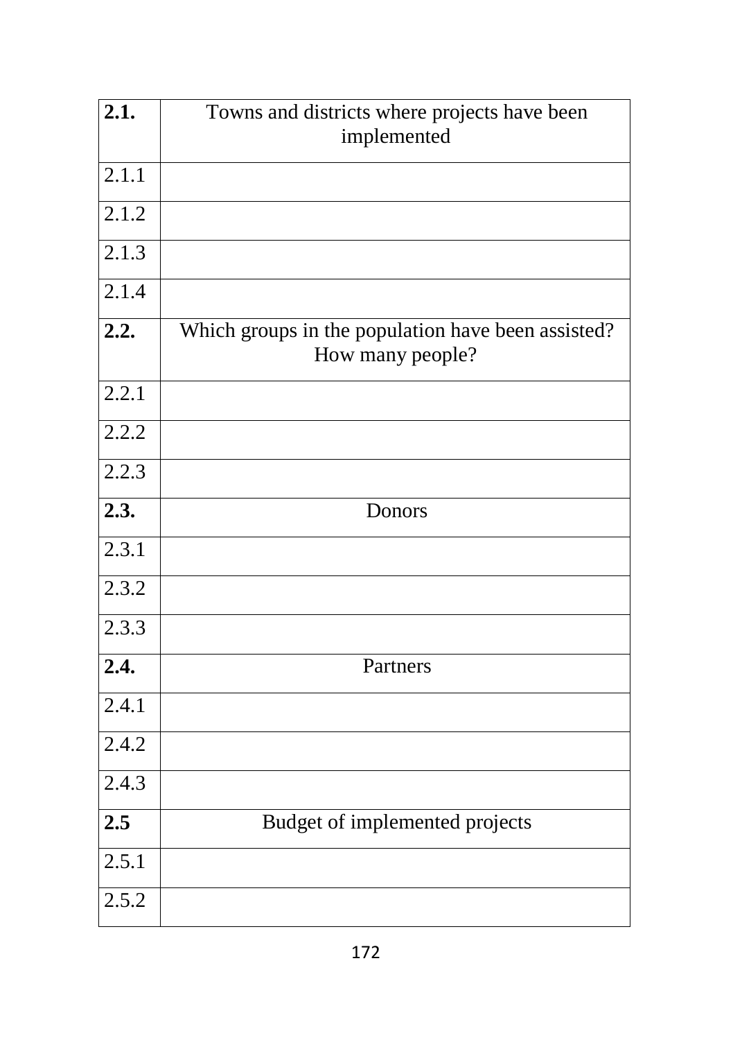| **2.1.** | Towns and districts where projects have been implemented |
|---|---|
| 2.1.1 | |
| 2.1.2 | |
| 2.1.3 | |
| 2.1.4 | |
| **2.2.** | Which groups in the population have been assisted? How many people? |
| 2.2.1 | |
| 2.2.2 | |
| 2.2.3 | |
| **2.3.** | Donors |
| 2.3.1 | |
| 2.3.2 | |
| 2.3.3 | |
| **2.4.** | Partners |
| 2.4.1 | |
| 2.4.2 | |
| 2.4.3 | |
| **2.5** | Budget of implemented projects |
| 2.5.1 | |
| 2.5.2 | |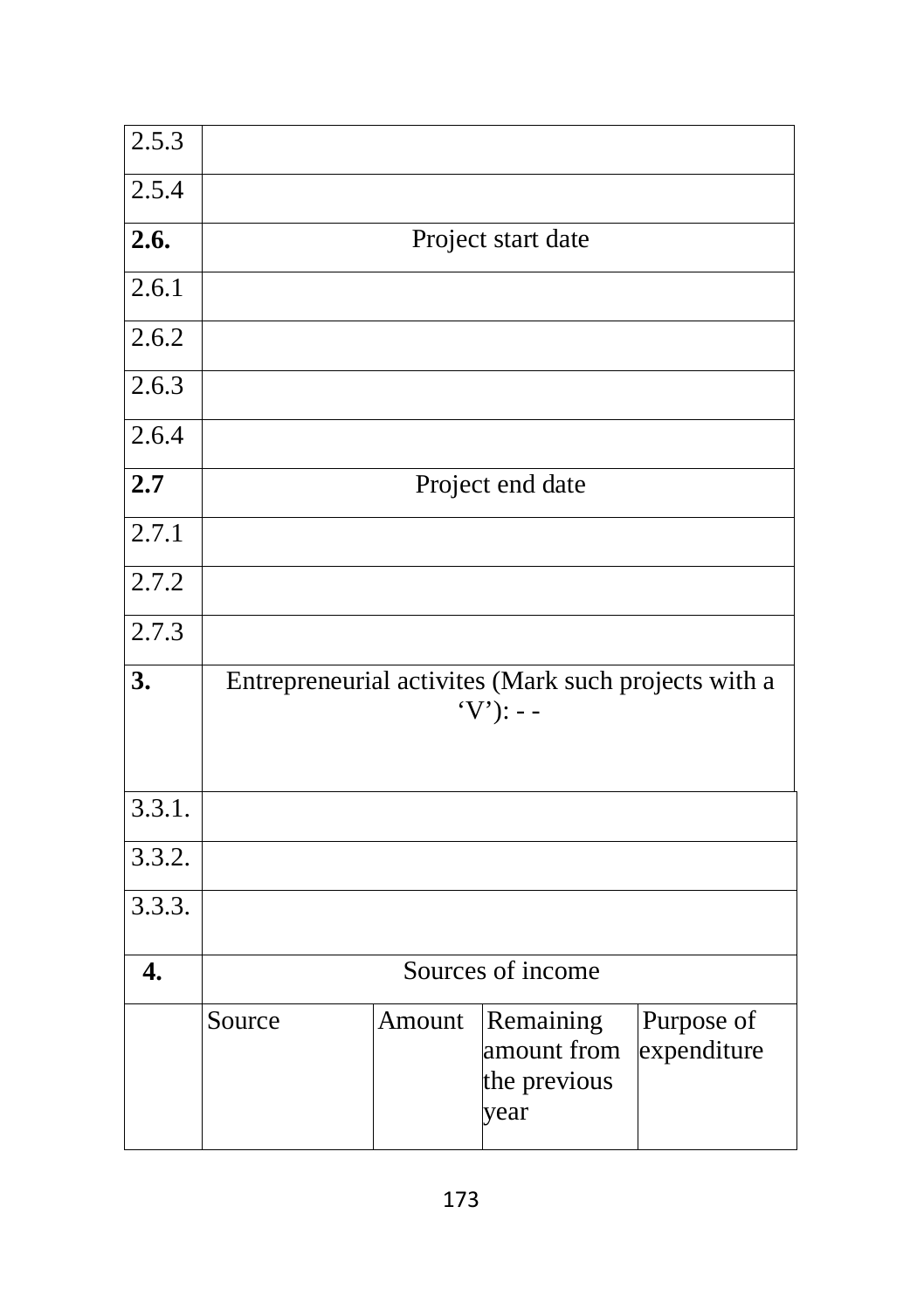| | | | | |
|---|---|---|---|---|
| 2.5.3 | | | | |
| 2.5.4 | | | | |
| **2.6.** | Project start date | | | |
| 2.6.1 | | | | |
| 2.6.2 | | | | |
| 2.6.3 | | | | |
| 2.6.4 | | | | |
| **2.7** | Project end date | | | |
| 2.7.1 | | | | |
| 2.7.2 | | | | |
| 2.7.3 | | | | |
| **3.** | Entrepreneurial activites (Mark such projects with a 'V'): - - | | | |
| 3.3.1. | | | | |
| 3.3.2. | | | | |
| 3.3.3. | | | | |
| **4.** | Sources of income | | | |
| | Source | Amount | Remaining amount from the previous year | Purpose of expenditure |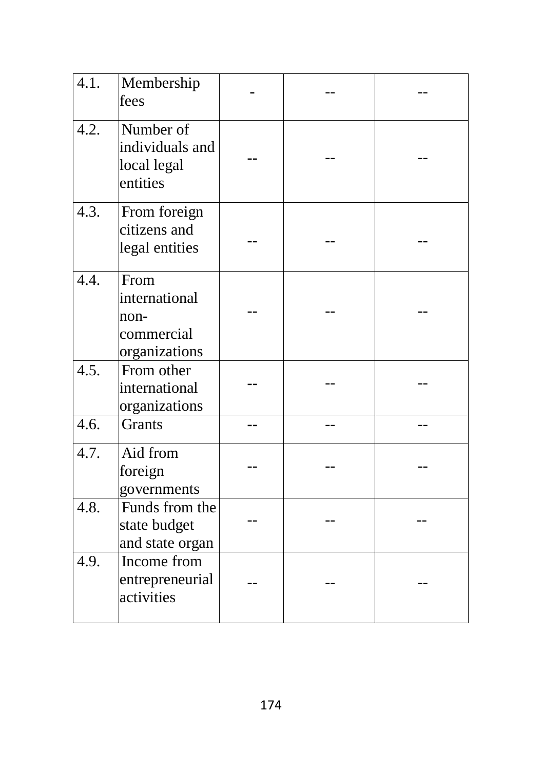| | | | | |
|---|---|---|---|---|
| 4.1. | Membership fees | - | -- | -- |
| 4.2. | Number of individuals and local legal entities | -- | -- | -- |
| 4.3. | From foreign citizens and legal entities | -- | -- | -- |
| 4.4. | From international non-commercial organizations | -- | -- | -- |
| 4.5. | From other international organizations | -- | -- | -- |
| 4.6. | Grants | -- | -- | -- |
| 4.7. | Aid from foreign governments | -- | -- | -- |
| 4.8. | Funds from the state budget and state organ | -- | -- | -- |
| 4.9. | Income from entrepreneurial activities | -- | -- | -- |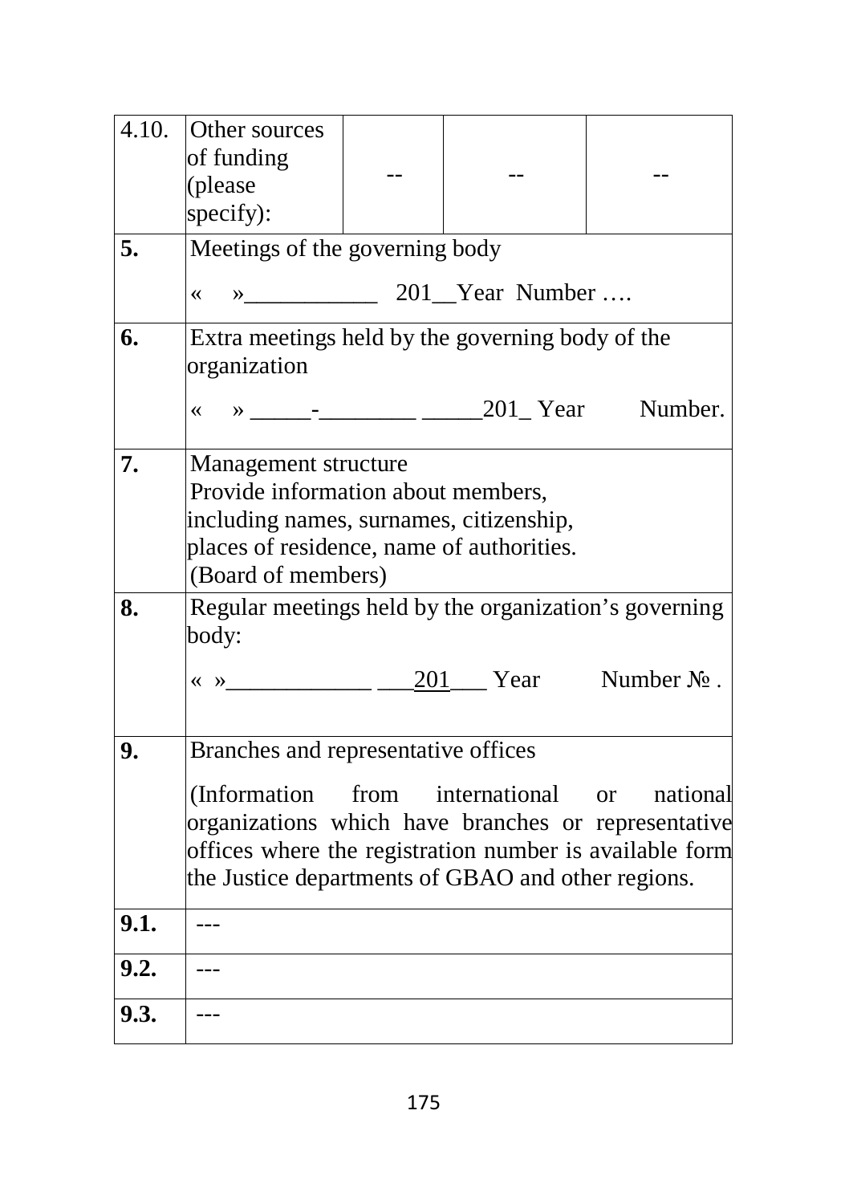| 4.10. | Other sources of funding (please specify): | -- | -- | -- |
|---|---|---|---|---|
| **5.** | Meetings of the governing body<br><br>« »___________ 201__Year Number …. | | | |
| **6.** | Extra meetings held by the governing body of the organization<br><br>« » _____-________ _____201_ Year Number. | | | |
| **7.** | Management structure<br>Provide information about members, including names, surnames, citizenship, places of residence, name of authorities.<br>(Board of members) | | | |
| **8.** | Regular meetings held by the organization's governing body:<br><br>« »____________ ___201___ Year Number № . | | | |
| **9.** | Branches and representative offices<br><br>(Information from international or national organizations which have branches or representative offices where the registration number is available form the Justice departments of GBAO and other regions. | | | |
| **9.1.** | --- | | | |
| **9.2.** | --- | | | |
| **9.3.** | --- | | | |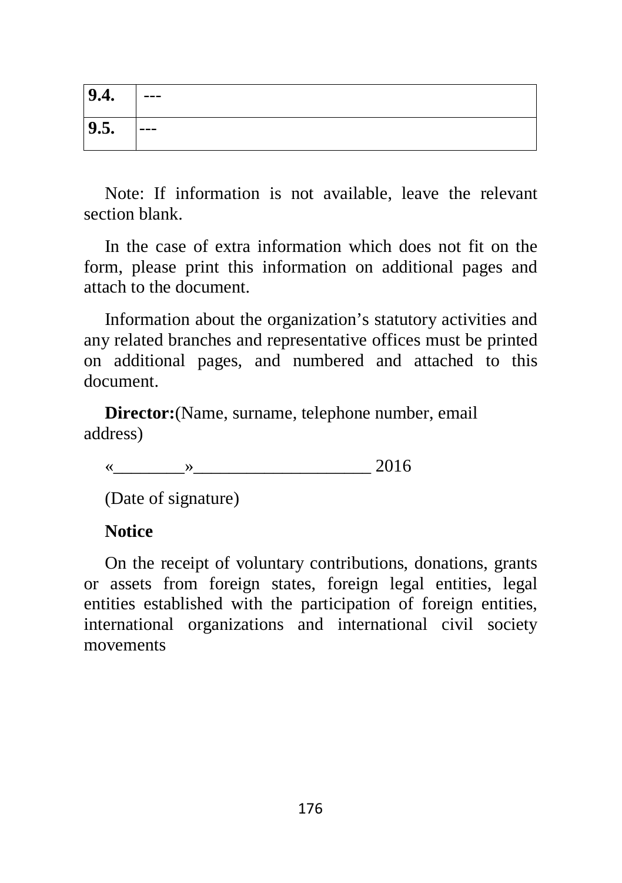| **9.4.** | --- |
| --- | --- |
| **9.5.** | --- |

Note: If information is not available, leave the relevant section blank.

In the case of extra information which does not fit on the form, please print this information on additional pages and attach to the document.

Information about the organization's statutory activities and any related branches and representative offices must be printed on additional pages, and numbered and attached to this document.

**Director:**(Name, surname, telephone number, email address)

«________»____________________ 2016

(Date of signature)

**Notice**

On the receipt of voluntary contributions, donations, grants or assets from foreign states, foreign legal entities, legal entities established with the participation of foreign entities, international organizations and international civil society movements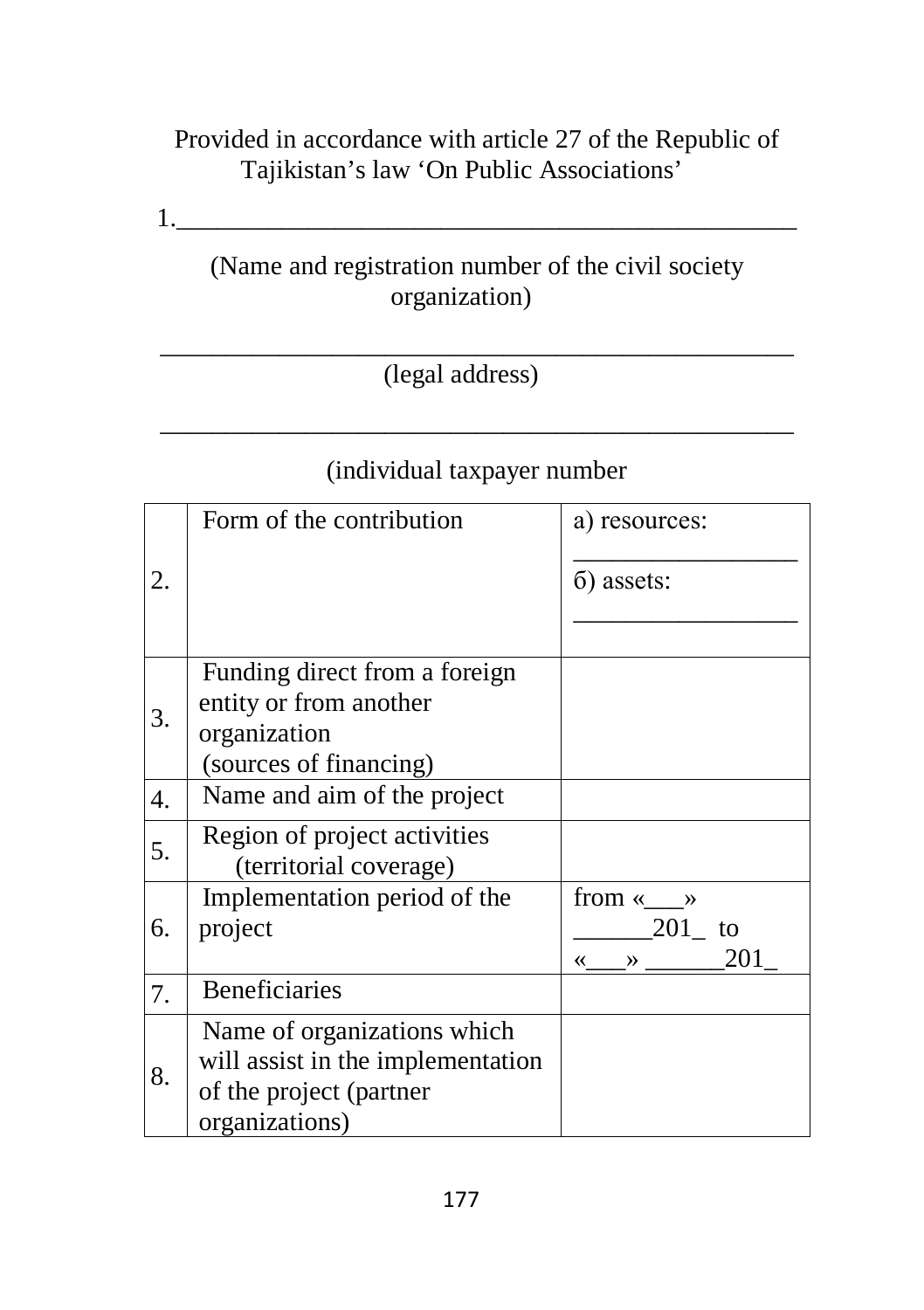Provided in accordance with article 27 of the Republic of Tajikistan's law 'On Public Associations'

1.________________________________________________

(Name and registration number of the civil society organization)

________________________________________________

(legal address)

________________________________________________

(individual taxpayer number

| | | |
|---|---|---|
| 2. | Form of the contribution | а) resources: _________________ б) assets: _________________ |
| 3. | Funding direct from a foreign entity or from another organization (sources of financing) | |
| 4. | Name and aim of the project | |
| 5. | Region of project activities (territorial coverage) | |
| 6. | Implementation period of the project | from «___» ______201_ to «___» ______201_ |
| 7. | Beneficiaries | |
| 8. | Name of organizations which will assist in the implementation of the project (partner organizations) | |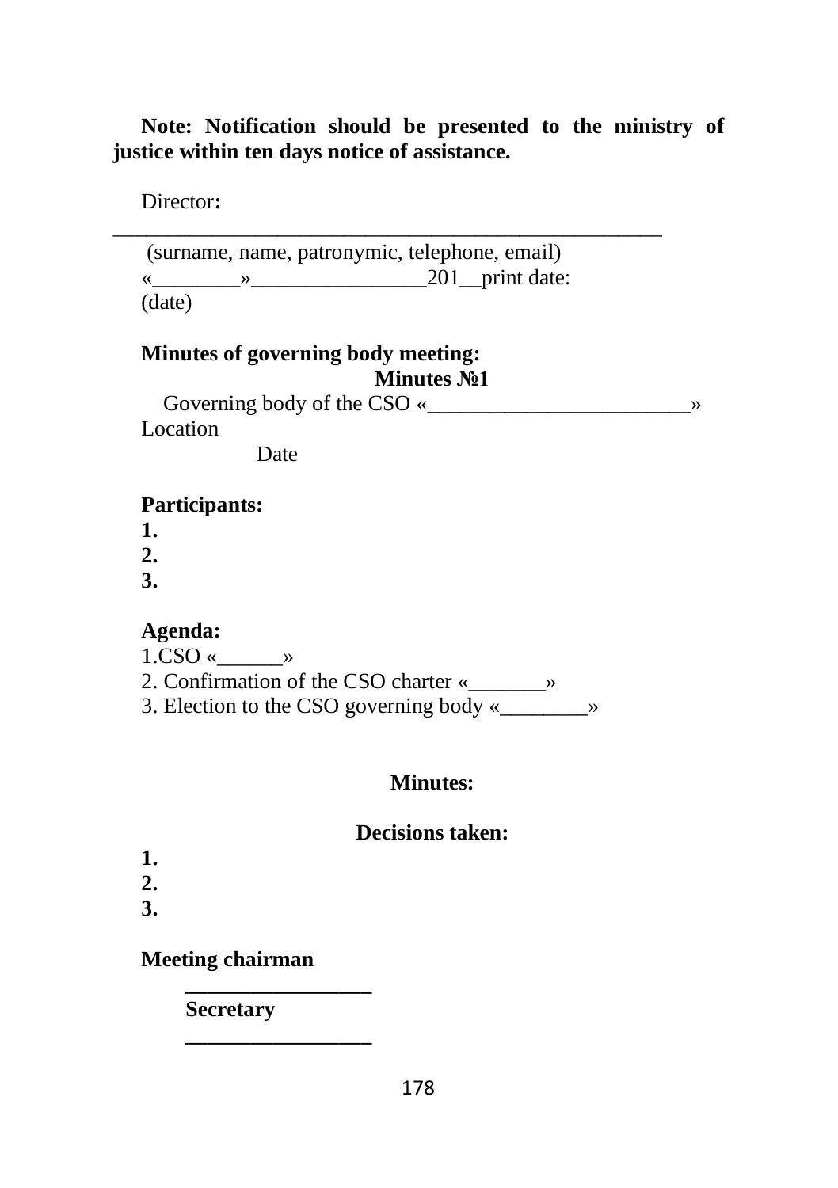**Note: Notification should be presented to the ministry of justice within ten days notice of assistance.**

Director**:**

___________________________________________________

(surname, name, patronymic, telephone, email)

«________»________________201__print date:

(date)

**Minutes of governing body meeting:**

**Minutes №1**

Governing body of the CSO «________________________»

Location

Date

**Participants:**

**1.**

**2.**

**3.**

**Agenda:**

1.CSO «______»

2. Confirmation of the CSO charter «_______»

3. Election to the CSO governing body «________»

**Minutes:**

**Decisions taken:**

**1.**

**2.**

**3.**

**Meeting chairman**

**_________________**

**Secretary**

**_________________**